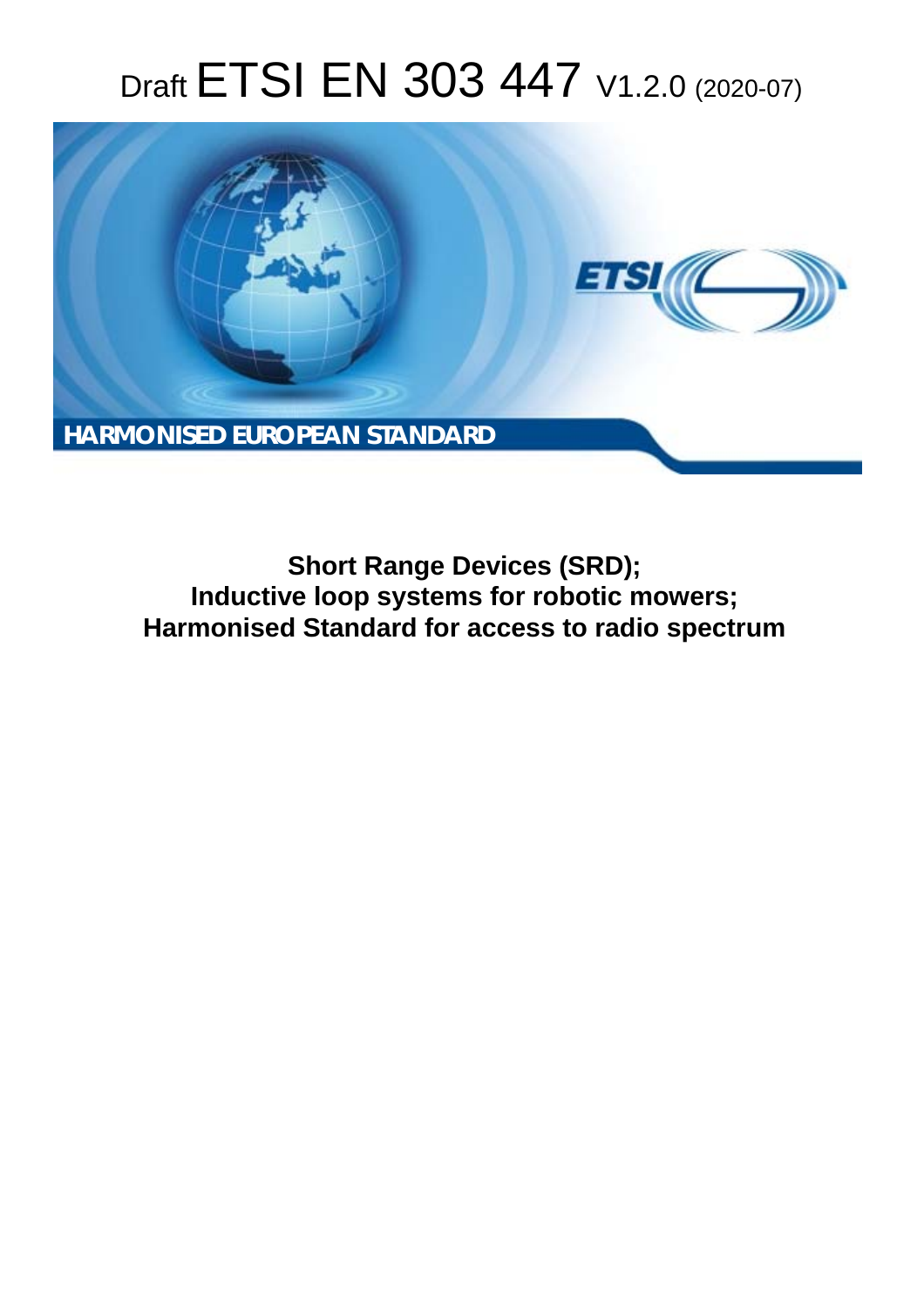# Draft ETSI EN 303 447 V1.2.0 (2020-07)

HARMONISED EUROPEAN STANDARD

**Short Range Devices (SRD);**
**Inductive loop systems for robotic mowers;**
**Harmonised Standard for access to radio spectrum**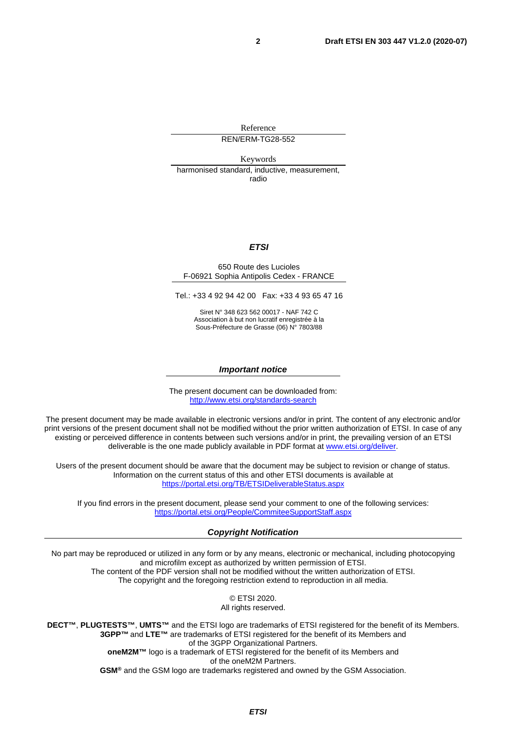Reference

REN/ERM-TG28-552

Keywords

harmonised standard, inductive, measurement, radio

***ETSI***

650 Route des Lucioles
F-06921 Sophia Antipolis Cedex - FRANCE

Tel.: +33 4 92 94 42 00   Fax: +33 4 93 65 47 16

Siret N° 348 623 562 00017 - NAF 742 C
Association à but non lucratif enregistrée à la
Sous-Préfecture de Grasse (06) N° 7803/88

***Important notice***

The present document can be downloaded from:
http://www.etsi.org/standards-search

The present document may be made available in electronic versions and/or in print. The content of any electronic and/or print versions of the present document shall not be modified without the prior written authorization of ETSI. In case of any existing or perceived difference in contents between such versions and/or in print, the prevailing version of an ETSI deliverable is the one made publicly available in PDF format at www.etsi.org/deliver.

Users of the present document should be aware that the document may be subject to revision or change of status. Information on the current status of this and other ETSI documents is available at https://portal.etsi.org/TB/ETSIDeliverableStatus.aspx

If you find errors in the present document, please send your comment to one of the following services:
https://portal.etsi.org/People/CommiteeSupportStaff.aspx

***Copyright Notification***

No part may be reproduced or utilized in any form or by any means, electronic or mechanical, including photocopying and microfilm except as authorized by written permission of ETSI.
The content of the PDF version shall not be modified without the written authorization of ETSI.
The copyright and the foregoing restriction extend to reproduction in all media.

© ETSI 2020.
All rights reserved.

**DECT™**, **PLUGTESTS™**, **UMTS™** and the ETSI logo are trademarks of ETSI registered for the benefit of its Members.
**3GPP™** and **LTE™** are trademarks of ETSI registered for the benefit of its Members and of the 3GPP Organizational Partners.
**oneM2M™** logo is a trademark of ETSI registered for the benefit of its Members and of the oneM2M Partners.
**GSM®** and the GSM logo are trademarks registered and owned by the GSM Association.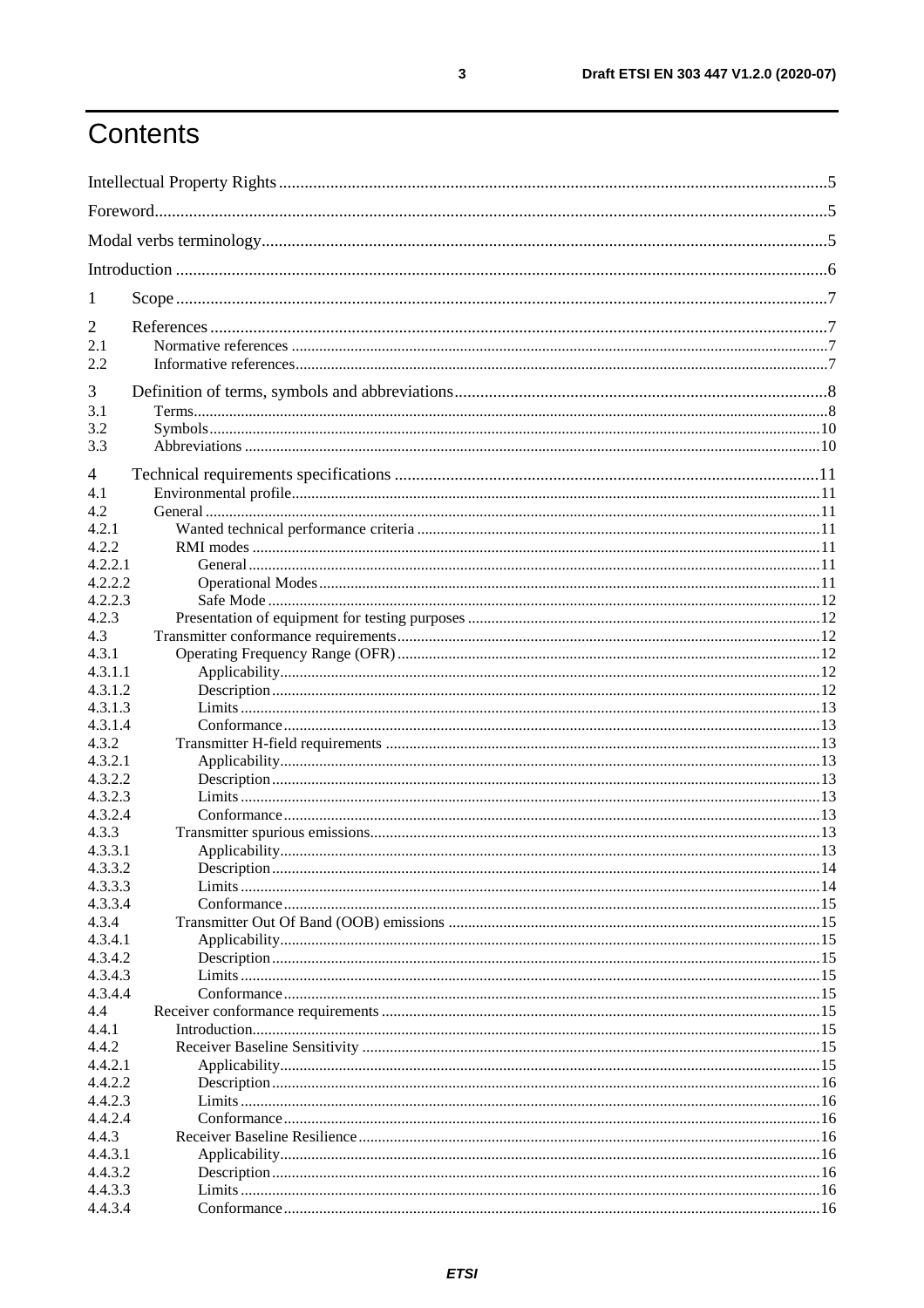# Contents

Intellectual Property Rights ........................................................................................................................ 5

Foreword ..................................................................................................................................................... 5

Modal verbs terminology ............................................................................................................................ 5

Introduction ................................................................................................................................................ 6

1 Scope ........................................................................................................................................................ 7

2 References ................................................................................................................................................ 7

2.1 Normative references .............................................................................................................................. 7

2.2 Informative references ............................................................................................................................. 7

3 Definition of terms, symbols and abbreviations ........................................................................................ 8

3.1 Terms ....................................................................................................................................................... 8

3.2 Symbols ................................................................................................................................................. 10

3.3 Abbreviations ........................................................................................................................................ 10

4 Technical requirements specifications .................................................................................................... 11

4.1 Environmental profile ............................................................................................................................ 11

4.2 General .................................................................................................................................................. 11

4.2.1 Wanted technical performance criteria ............................................................................................... 11

4.2.2 RMI modes ......................................................................................................................................... 11

4.2.2.1 General ............................................................................................................................................ 11

4.2.2.2 Operational Modes .......................................................................................................................... 11

4.2.2.3 Safe Mode ....................................................................................................................................... 12

4.2.3 Presentation of equipment for testing purposes ................................................................................... 12

4.3 Transmitter conformance requirements ................................................................................................. 12

4.3.1 Operating Frequency Range (OFR) ..................................................................................................... 12

4.3.1.1 Applicability .................................................................................................................................... 12

4.3.1.2 Description ...................................................................................................................................... 12

4.3.1.3 Limits .............................................................................................................................................. 13

4.3.1.4 Conformance ................................................................................................................................... 13

4.3.2 Transmitter H-field requirements ........................................................................................................ 13

4.3.2.1 Applicability .................................................................................................................................... 13

4.3.2.2 Description ...................................................................................................................................... 13

4.3.2.3 Limits .............................................................................................................................................. 13

4.3.2.4 Conformance ................................................................................................................................... 13

4.3.3 Transmitter spurious emissions ........................................................................................................... 13

4.3.3.1 Applicability .................................................................................................................................... 13

4.3.3.2 Description ...................................................................................................................................... 14

4.3.3.3 Limits .............................................................................................................................................. 14

4.3.3.4 Conformance ................................................................................................................................... 15

4.3.4 Transmitter Out Of Band (OOB) emissions ......................................................................................... 15

4.3.4.1 Applicability .................................................................................................................................... 15

4.3.4.2 Description ...................................................................................................................................... 15

4.3.4.3 Limits .............................................................................................................................................. 15

4.3.4.4 Conformance ................................................................................................................................... 15

4.4 Receiver conformance requirements ..................................................................................................... 15

4.4.1 Introduction ......................................................................................................................................... 15

4.4.2 Receiver Baseline Sensitivity .............................................................................................................. 15

4.4.2.1 Applicability .................................................................................................................................... 15

4.4.2.2 Description ...................................................................................................................................... 16

4.4.2.3 Limits .............................................................................................................................................. 16

4.4.2.4 Conformance ................................................................................................................................... 16

4.4.3 Receiver Baseline Resilience ............................................................................................................... 16

4.4.3.1 Applicability .................................................................................................................................... 16

4.4.3.2 Description ...................................................................................................................................... 16

4.4.3.3 Limits .............................................................................................................................................. 16

4.4.3.4 Conformance ................................................................................................................................... 16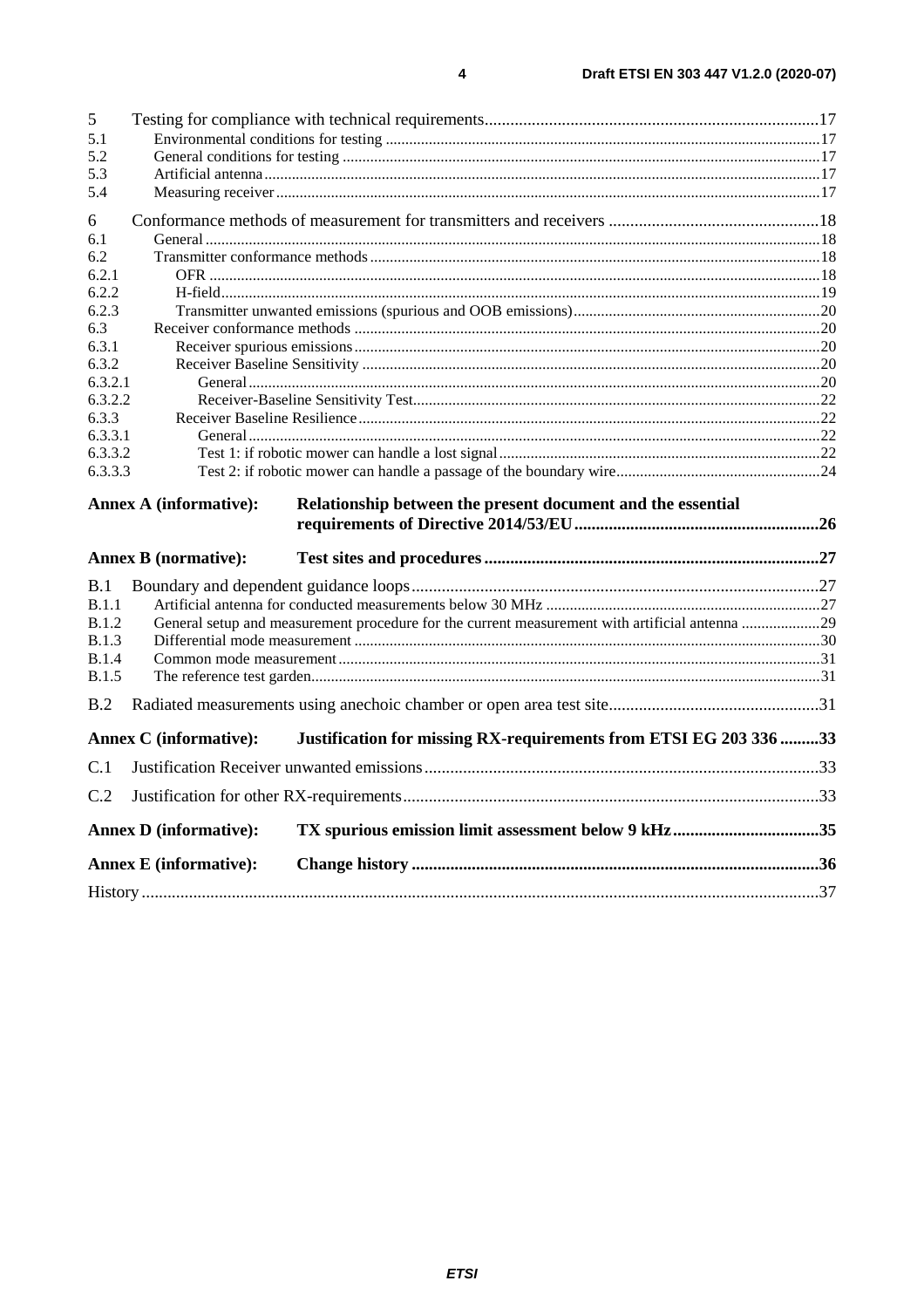5 Testing for compliance with technical requirements ..... 17
5.1 Environmental conditions for testing ..... 17
5.2 General conditions for testing ..... 17
5.3 Artificial antenna ..... 17
5.4 Measuring receiver ..... 17

6 Conformance methods of measurement for transmitters and receivers ..... 18
6.1 General ..... 18
6.2 Transmitter conformance methods ..... 18
6.2.1 OFR ..... 18
6.2.2 H-field ..... 19
6.2.3 Transmitter unwanted emissions (spurious and OOB emissions) ..... 20
6.3 Receiver conformance methods ..... 20
6.3.1 Receiver spurious emissions ..... 20
6.3.2 Receiver Baseline Sensitivity ..... 20
6.3.2.1 General ..... 20
6.3.2.2 Receiver-Baseline Sensitivity Test ..... 22
6.3.3 Receiver Baseline Resilience ..... 22
6.3.3.1 General ..... 22
6.3.3.2 Test 1: if robotic mower can handle a lost signal ..... 22
6.3.3.3 Test 2: if robotic mower can handle a passage of the boundary wire ..... 24

**Annex A (informative): Relationship between the present document and the essential requirements of Directive 2014/53/EU ..... 26**

**Annex B (normative): Test sites and procedures ..... 27**

B.1 Boundary and dependent guidance loops ..... 27
B.1.1 Artificial antenna for conducted measurements below 30 MHz ..... 27
B.1.2 General setup and measurement procedure for the current measurement with artificial antenna ..... 29
B.1.3 Differential mode measurement ..... 30
B.1.4 Common mode measurement ..... 31
B.1.5 The reference test garden ..... 31

B.2 Radiated measurements using anechoic chamber or open area test site ..... 31

**Annex C (informative): Justification for missing RX-requirements from ETSI EG 203 336 ..... 33**

C.1 Justification Receiver unwanted emissions ..... 33

C.2 Justification for other RX-requirements ..... 33

**Annex D (informative): TX spurious emission limit assessment below 9 kHz ..... 35**

**Annex E (informative): Change history ..... 36**

History ..... 37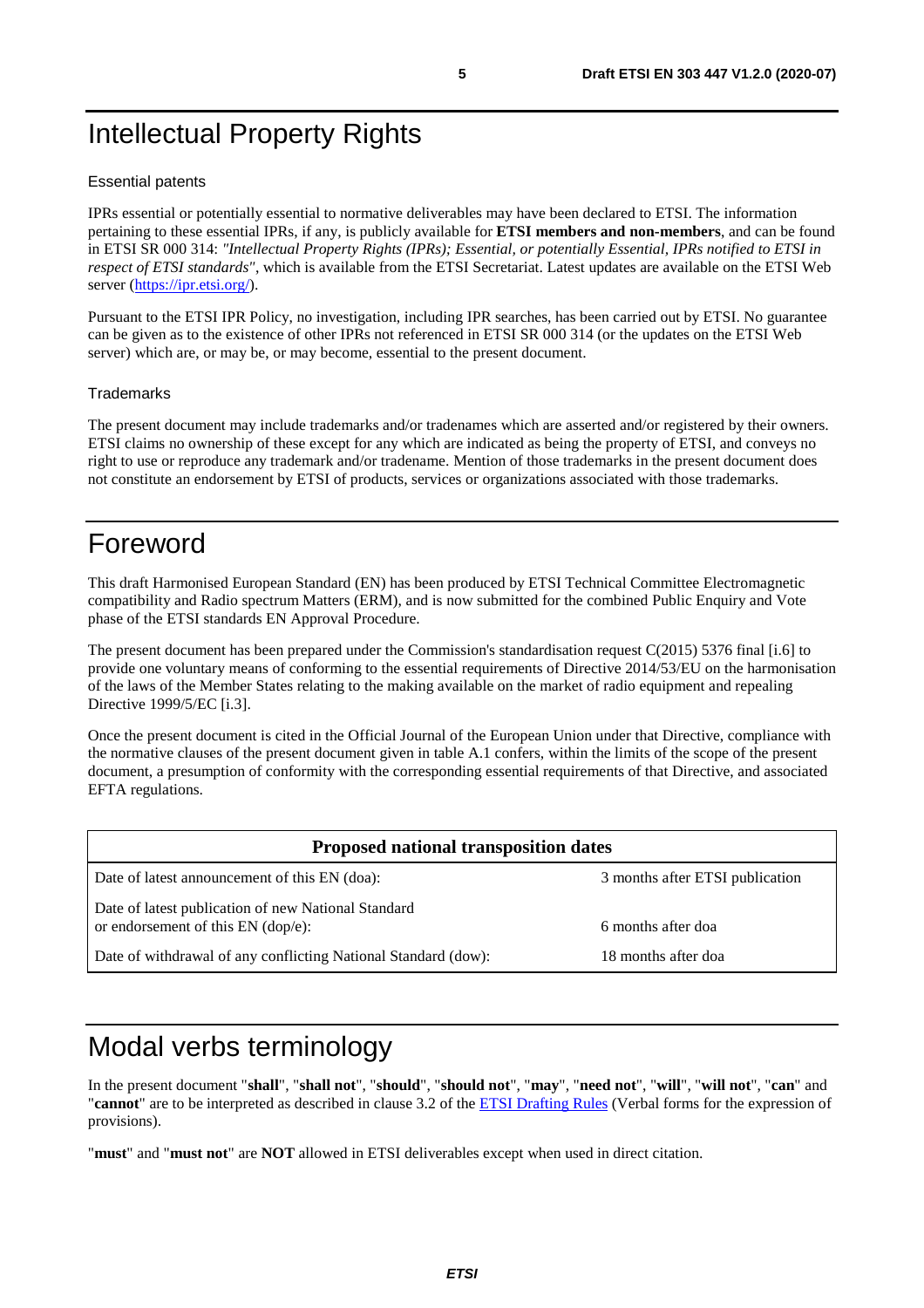# Intellectual Property Rights

Essential patents

IPRs essential or potentially essential to normative deliverables may have been declared to ETSI. The information pertaining to these essential IPRs, if any, is publicly available for **ETSI members and non-members**, and can be found in ETSI SR 000 314: *"Intellectual Property Rights (IPRs); Essential, or potentially Essential, IPRs notified to ETSI in respect of ETSI standards"*, which is available from the ETSI Secretariat. Latest updates are available on the ETSI Web server (https://ipr.etsi.org/).

Pursuant to the ETSI IPR Policy, no investigation, including IPR searches, has been carried out by ETSI. No guarantee can be given as to the existence of other IPRs not referenced in ETSI SR 000 314 (or the updates on the ETSI Web server) which are, or may be, or may become, essential to the present document.

Trademarks

The present document may include trademarks and/or tradenames which are asserted and/or registered by their owners. ETSI claims no ownership of these except for any which are indicated as being the property of ETSI, and conveys no right to use or reproduce any trademark and/or tradename. Mention of those trademarks in the present document does not constitute an endorsement by ETSI of products, services or organizations associated with those trademarks.

# Foreword

This draft Harmonised European Standard (EN) has been produced by ETSI Technical Committee Electromagnetic compatibility and Radio spectrum Matters (ERM), and is now submitted for the combined Public Enquiry and Vote phase of the ETSI standards EN Approval Procedure.

The present document has been prepared under the Commission's standardisation request C(2015) 5376 final [i.6] to provide one voluntary means of conforming to the essential requirements of Directive 2014/53/EU on the harmonisation of the laws of the Member States relating to the making available on the market of radio equipment and repealing Directive 1999/5/EC [i.3].

Once the present document is cited in the Official Journal of the European Union under that Directive, compliance with the normative clauses of the present document given in table A.1 confers, within the limits of the scope of the present document, a presumption of conformity with the corresponding essential requirements of that Directive, and associated EFTA regulations.

| **Proposed national transposition dates** | |
| --- | --- |
| Date of latest announcement of this EN (doa): | 3 months after ETSI publication |
| Date of latest publication of new National Standard or endorsement of this EN (dop/e): | 6 months after doa |
| Date of withdrawal of any conflicting National Standard (dow): | 18 months after doa |

# Modal verbs terminology

In the present document "**shall**", "**shall not**", "**should**", "**should not**", "**may**", "**need not**", "**will**", "**will not**", "**can**" and "**cannot**" are to be interpreted as described in clause 3.2 of the ETSI Drafting Rules (Verbal forms for the expression of provisions).

"**must**" and "**must not**" are **NOT** allowed in ETSI deliverables except when used in direct citation.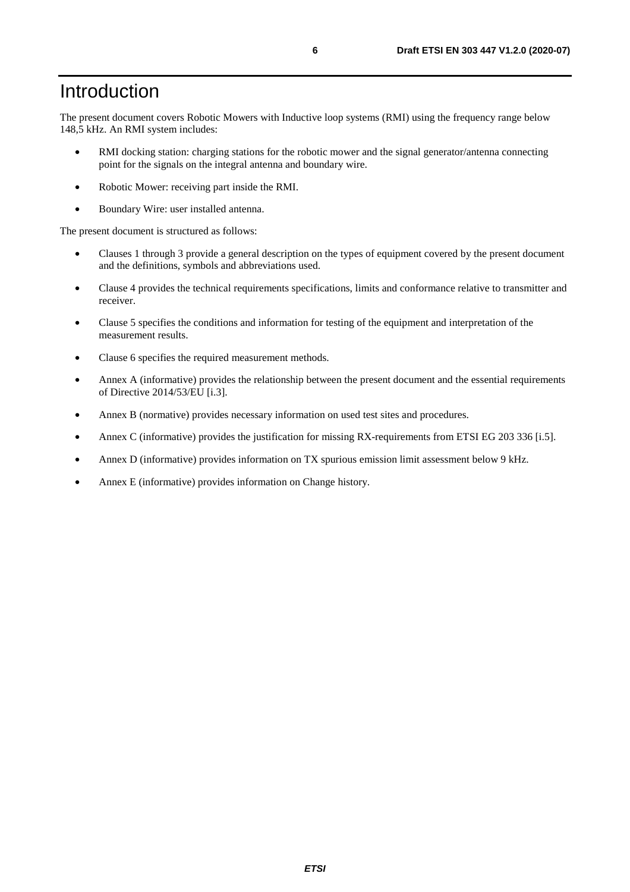# Introduction

The present document covers Robotic Mowers with Inductive loop systems (RMI) using the frequency range below 148,5 kHz. An RMI system includes:

- RMI docking station: charging stations for the robotic mower and the signal generator/antenna connecting point for the signals on the integral antenna and boundary wire.
- Robotic Mower: receiving part inside the RMI.
- Boundary Wire: user installed antenna.

The present document is structured as follows:

- Clauses 1 through 3 provide a general description on the types of equipment covered by the present document and the definitions, symbols and abbreviations used.
- Clause 4 provides the technical requirements specifications, limits and conformance relative to transmitter and receiver.
- Clause 5 specifies the conditions and information for testing of the equipment and interpretation of the measurement results.
- Clause 6 specifies the required measurement methods.
- Annex A (informative) provides the relationship between the present document and the essential requirements of Directive 2014/53/EU [i.3].
- Annex B (normative) provides necessary information on used test sites and procedures.
- Annex C (informative) provides the justification for missing RX-requirements from ETSI EG 203 336 [i.5].
- Annex D (informative) provides information on TX spurious emission limit assessment below 9 kHz.
- Annex E (informative) provides information on Change history.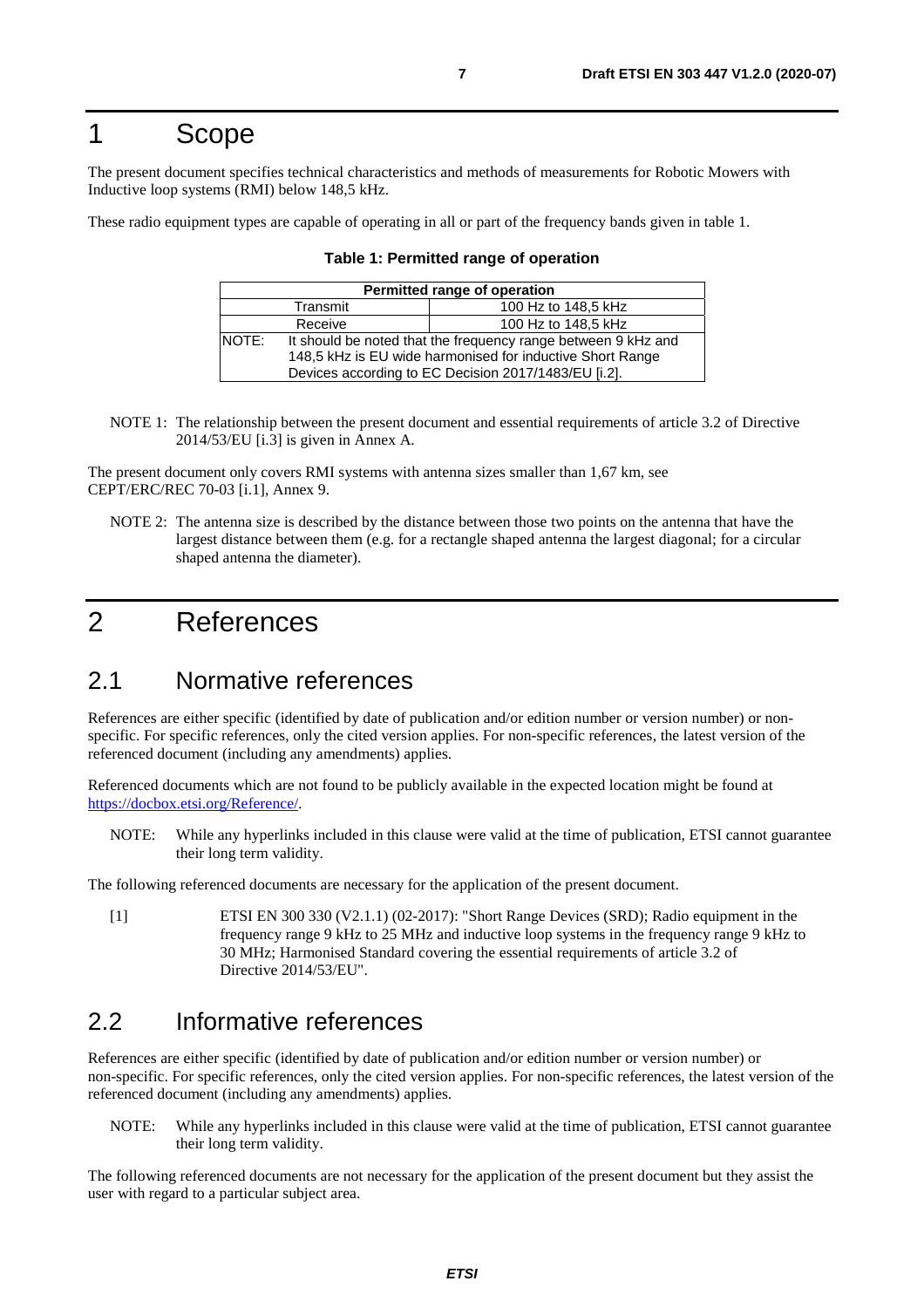# 1 Scope

The present document specifies technical characteristics and methods of measurements for Robotic Mowers with Inductive loop systems (RMI) below 148,5 kHz.

These radio equipment types are capable of operating in all or part of the frequency bands given in table 1.

**Table 1: Permitted range of operation**

| Permitted range of operation | |
|---|---|
| Transmit | 100 Hz to 148,5 kHz |
| Receive | 100 Hz to 148,5 kHz |
| NOTE: It should be noted that the frequency range between 9 kHz and 148,5 kHz is EU wide harmonised for inductive Short Range Devices according to EC Decision 2017/1483/EU [i.2]. | |

NOTE 1: The relationship between the present document and essential requirements of article 3.2 of Directive 2014/53/EU [i.3] is given in Annex A.

The present document only covers RMI systems with antenna sizes smaller than 1,67 km, see CEPT/ERC/REC 70-03 [i.1], Annex 9.

NOTE 2: The antenna size is described by the distance between those two points on the antenna that have the largest distance between them (e.g. for a rectangle shaped antenna the largest diagonal; for a circular shaped antenna the diameter).

# 2 References

## 2.1 Normative references

References are either specific (identified by date of publication and/or edition number or version number) or non-specific. For specific references, only the cited version applies. For non-specific references, the latest version of the referenced document (including any amendments) applies.

Referenced documents which are not found to be publicly available in the expected location might be found at https://docbox.etsi.org/Reference/.

NOTE: While any hyperlinks included in this clause were valid at the time of publication, ETSI cannot guarantee their long term validity.

The following referenced documents are necessary for the application of the present document.

[1] ETSI EN 300 330 (V2.1.1) (02-2017): "Short Range Devices (SRD); Radio equipment in the frequency range 9 kHz to 25 MHz and inductive loop systems in the frequency range 9 kHz to 30 MHz; Harmonised Standard covering the essential requirements of article 3.2 of Directive 2014/53/EU".

## 2.2 Informative references

References are either specific (identified by date of publication and/or edition number or version number) or non-specific. For specific references, only the cited version applies. For non-specific references, the latest version of the referenced document (including any amendments) applies.

NOTE: While any hyperlinks included in this clause were valid at the time of publication, ETSI cannot guarantee their long term validity.

The following referenced documents are not necessary for the application of the present document but they assist the user with regard to a particular subject area.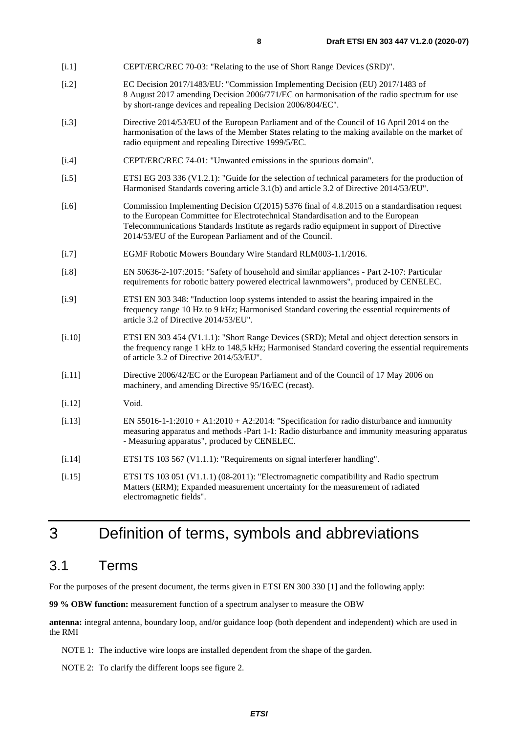[i.1] CEPT/ERC/REC 70-03: "Relating to the use of Short Range Devices (SRD)".

[i.2] EC Decision 2017/1483/EU: "Commission Implementing Decision (EU) 2017/1483 of 8 August 2017 amending Decision 2006/771/EC on harmonisation of the radio spectrum for use by short-range devices and repealing Decision 2006/804/EC".

[i.3] Directive 2014/53/EU of the European Parliament and of the Council of 16 April 2014 on the harmonisation of the laws of the Member States relating to the making available on the market of radio equipment and repealing Directive 1999/5/EC.

[i.4] CEPT/ERC/REC 74-01: "Unwanted emissions in the spurious domain".

[i.5] ETSI EG 203 336 (V1.2.1): "Guide for the selection of technical parameters for the production of Harmonised Standards covering article 3.1(b) and article 3.2 of Directive 2014/53/EU".

[i.6] Commission Implementing Decision C(2015) 5376 final of 4.8.2015 on a standardisation request to the European Committee for Electrotechnical Standardisation and to the European Telecommunications Standards Institute as regards radio equipment in support of Directive 2014/53/EU of the European Parliament and of the Council.

[i.7] EGMF Robotic Mowers Boundary Wire Standard RLM003-1.1/2016.

[i.8] EN 50636-2-107:2015: "Safety of household and similar appliances - Part 2-107: Particular requirements for robotic battery powered electrical lawnmowers", produced by CENELEC.

[i.9] ETSI EN 303 348: "Induction loop systems intended to assist the hearing impaired in the frequency range 10 Hz to 9 kHz; Harmonised Standard covering the essential requirements of article 3.2 of Directive 2014/53/EU".

[i.10] ETSI EN 303 454 (V1.1.1): "Short Range Devices (SRD); Metal and object detection sensors in the frequency range 1 kHz to 148,5 kHz; Harmonised Standard covering the essential requirements of article 3.2 of Directive 2014/53/EU".

[i.11] Directive 2006/42/EC or the European Parliament and of the Council of 17 May 2006 on machinery, and amending Directive 95/16/EC (recast).

[i.12] Void.

[i.13] EN 55016-1-1:2010 + A1:2010 + A2:2014: "Specification for radio disturbance and immunity measuring apparatus and methods -Part 1-1: Radio disturbance and immunity measuring apparatus - Measuring apparatus", produced by CENELEC.

[i.14] ETSI TS 103 567 (V1.1.1): "Requirements on signal interferer handling".

[i.15] ETSI TS 103 051 (V1.1.1) (08-2011): "Electromagnetic compatibility and Radio spectrum Matters (ERM); Expanded measurement uncertainty for the measurement of radiated electromagnetic fields".

# 3 Definition of terms, symbols and abbreviations

## 3.1 Terms

For the purposes of the present document, the terms given in ETSI EN 300 330 [1] and the following apply:

**99 % OBW function:** measurement function of a spectrum analyser to measure the OBW

**antenna:** integral antenna, boundary loop, and/or guidance loop (both dependent and independent) which are used in the RMI

NOTE 1: The inductive wire loops are installed dependent from the shape of the garden.

NOTE 2: To clarify the different loops see figure 2.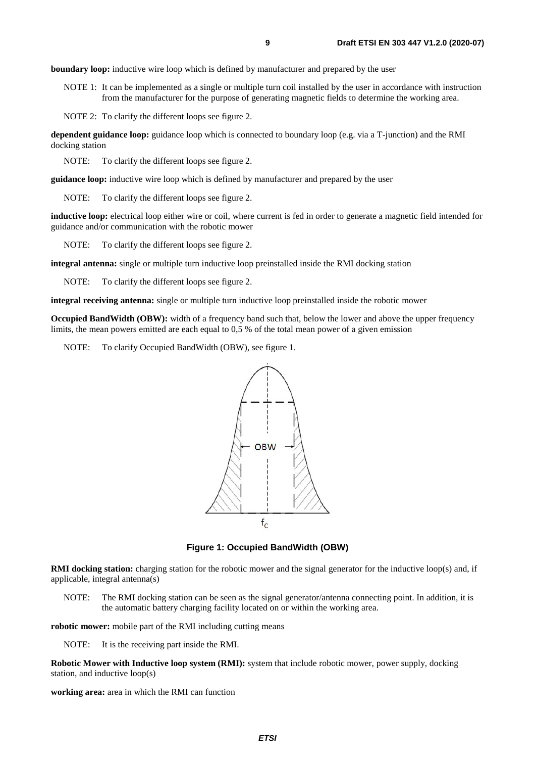**boundary loop:** inductive wire loop which is defined by manufacturer and prepared by the user

NOTE 1: It can be implemented as a single or multiple turn coil installed by the user in accordance with instruction from the manufacturer for the purpose of generating magnetic fields to determine the working area.

NOTE 2: To clarify the different loops see figure 2.

**dependent guidance loop:** guidance loop which is connected to boundary loop (e.g. via a T-junction) and the RMI docking station

NOTE: To clarify the different loops see figure 2.

**guidance loop:** inductive wire loop which is defined by manufacturer and prepared by the user

NOTE: To clarify the different loops see figure 2.

**inductive loop:** electrical loop either wire or coil, where current is fed in order to generate a magnetic field intended for guidance and/or communication with the robotic mower

NOTE: To clarify the different loops see figure 2.

**integral antenna:** single or multiple turn inductive loop preinstalled inside the RMI docking station

NOTE: To clarify the different loops see figure 2.

**integral receiving antenna:** single or multiple turn inductive loop preinstalled inside the robotic mower

**Occupied BandWidth (OBW):** width of a frequency band such that, below the lower and above the upper frequency limits, the mean powers emitted are each equal to 0,5 % of the total mean power of a given emission

NOTE: To clarify Occupied BandWidth (OBW), see figure 1.

**Figure 1: Occupied BandWidth (OBW)**

**RMI docking station:** charging station for the robotic mower and the signal generator for the inductive loop(s) and, if applicable, integral antenna(s)

NOTE: The RMI docking station can be seen as the signal generator/antenna connecting point. In addition, it is the automatic battery charging facility located on or within the working area.

**robotic mower:** mobile part of the RMI including cutting means

NOTE: It is the receiving part inside the RMI.

**Robotic Mower with Inductive loop system (RMI):** system that include robotic mower, power supply, docking station, and inductive loop(s)

**working area:** area in which the RMI can function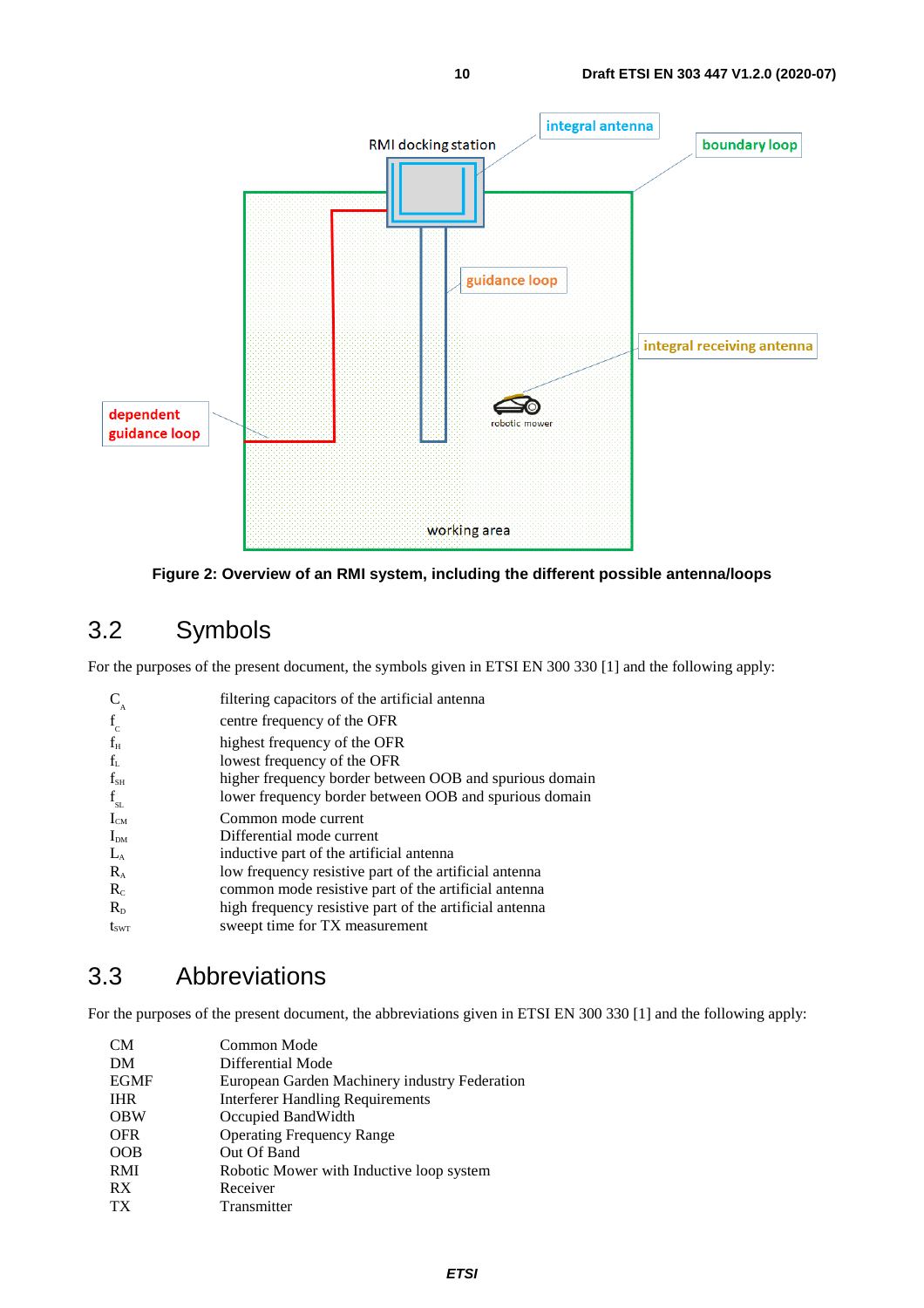Figure 2: Overview of an RMI system, including the different possible antenna/loops

## 3.2 Symbols

For the purposes of the present document, the symbols given in ETSI EN 300 330 [1] and the following apply:

| | |
|---|---|
| $C_A$ | filtering capacitors of the artificial antenna |
| $f_C$ | centre frequency of the OFR |
| $f_H$ | highest frequency of the OFR |
| $f_L$ | lowest frequency of the OFR |
| $f_{SH}$ | higher frequency border between OOB and spurious domain |
| $f_{SL}$ | lower frequency border between OOB and spurious domain |
| $I_{CM}$ | Common mode current |
| $I_{DM}$ | Differential mode current |
| $L_A$ | inductive part of the artificial antenna |
| $R_A$ | low frequency resistive part of the artificial antenna |
| $R_C$ | common mode resistive part of the artificial antenna |
| $R_D$ | high frequency resistive part of the artificial antenna |
| $t_{SWT}$ | sweept time for TX measurement |

## 3.3 Abbreviations

For the purposes of the present document, the abbreviations given in ETSI EN 300 330 [1] and the following apply:

| | |
|---|---|
| CM | Common Mode |
| DM | Differential Mode |
| EGMF | European Garden Machinery industry Federation |
| IHR | Interferer Handling Requirements |
| OBW | Occupied BandWidth |
| OFR | Operating Frequency Range |
| OOB | Out Of Band |
| RMI | Robotic Mower with Inductive loop system |
| RX | Receiver |
| TX | Transmitter |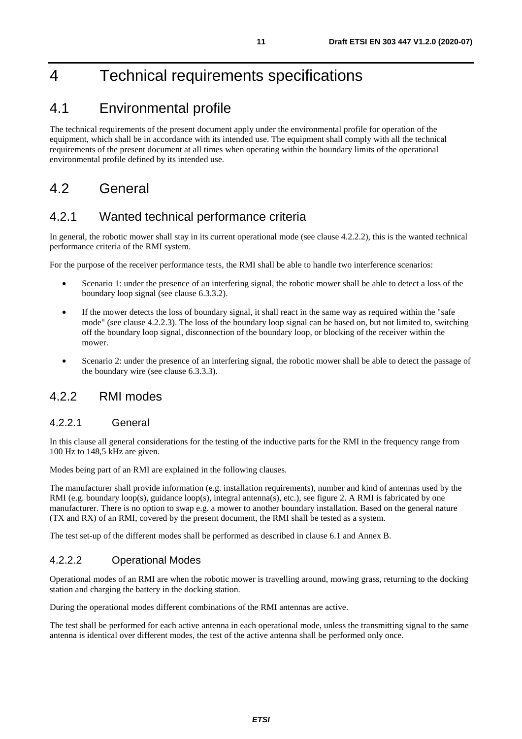# 4 Technical requirements specifications

## 4.1 Environmental profile

The technical requirements of the present document apply under the environmental profile for operation of the equipment, which shall be in accordance with its intended use. The equipment shall comply with all the technical requirements of the present document at all times when operating within the boundary limits of the operational environmental profile defined by its intended use.

## 4.2 General

### 4.2.1 Wanted technical performance criteria

In general, the robotic mower shall stay in its current operational mode (see clause 4.2.2.2), this is the wanted technical performance criteria of the RMI system.

For the purpose of the receiver performance tests, the RMI shall be able to handle two interference scenarios:

- Scenario 1: under the presence of an interfering signal, the robotic mower shall be able to detect a loss of the boundary loop signal (see clause 6.3.3.2).
- If the mower detects the loss of boundary signal, it shall react in the same way as required within the "safe mode" (see clause 4.2.2.3). The loss of the boundary loop signal can be based on, but not limited to, switching off the boundary loop signal, disconnection of the boundary loop, or blocking of the receiver within the mower.
- Scenario 2: under the presence of an interfering signal, the robotic mower shall be able to detect the passage of the boundary wire (see clause 6.3.3.3).

### 4.2.2 RMI modes

#### 4.2.2.1 General

In this clause all general considerations for the testing of the inductive parts for the RMI in the frequency range from 100 Hz to 148,5 kHz are given.

Modes being part of an RMI are explained in the following clauses.

The manufacturer shall provide information (e.g. installation requirements), number and kind of antennas used by the RMI (e.g. boundary loop(s), guidance loop(s), integral antenna(s), etc.), see figure 2. A RMI is fabricated by one manufacturer. There is no option to swap e.g. a mower to another boundary installation. Based on the general nature (TX and RX) of an RMI, covered by the present document, the RMI shall be tested as a system.

The test set-up of the different modes shall be performed as described in clause 6.1 and Annex B.

#### 4.2.2.2 Operational Modes

Operational modes of an RMI are when the robotic mower is travelling around, mowing grass, returning to the docking station and charging the battery in the docking station.

During the operational modes different combinations of the RMI antennas are active.

The test shall be performed for each active antenna in each operational mode, unless the transmitting signal to the same antenna is identical over different modes, the test of the active antenna shall be performed only once.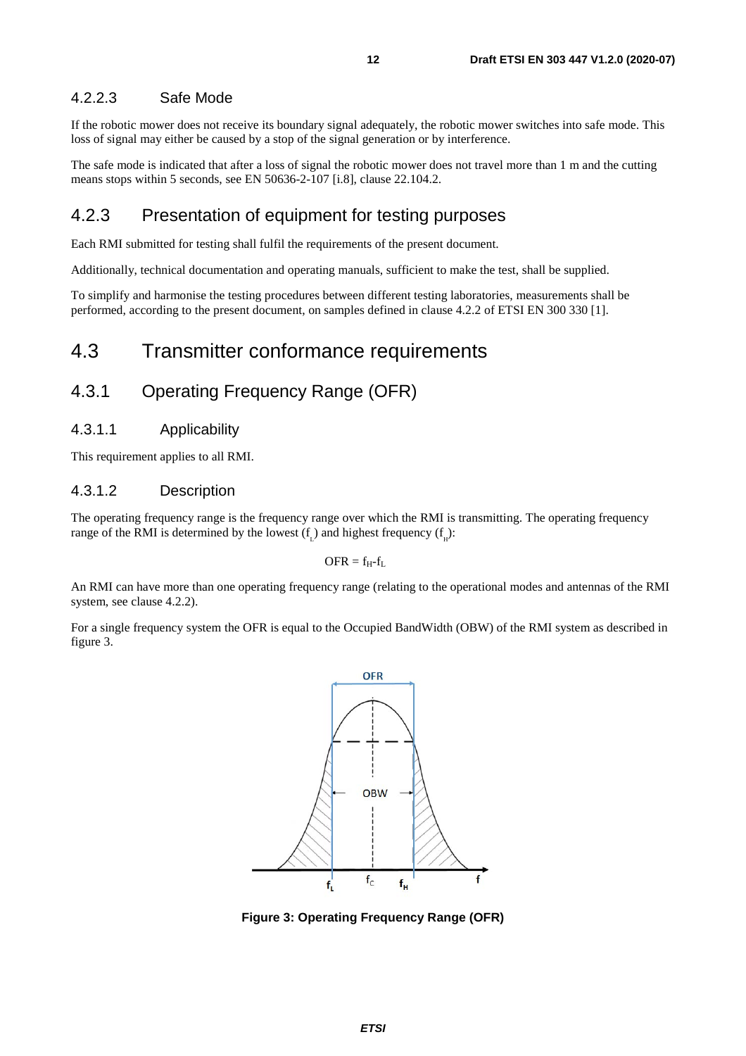#### 4.2.2.3 Safe Mode

If the robotic mower does not receive its boundary signal adequately, the robotic mower switches into safe mode. This loss of signal may either be caused by a stop of the signal generation or by interference.

The safe mode is indicated that after a loss of signal the robotic mower does not travel more than 1 m and the cutting means stops within 5 seconds, see EN 50636-2-107 [i.8], clause 22.104.2.

### 4.2.3 Presentation of equipment for testing purposes

Each RMI submitted for testing shall fulfil the requirements of the present document.

Additionally, technical documentation and operating manuals, sufficient to make the test, shall be supplied.

To simplify and harmonise the testing procedures between different testing laboratories, measurements shall be performed, according to the present document, on samples defined in clause 4.2.2 of ETSI EN 300 330 [1].

## 4.3 Transmitter conformance requirements

### 4.3.1 Operating Frequency Range (OFR)

#### 4.3.1.1 Applicability

This requirement applies to all RMI.

#### 4.3.1.2 Description

The operating frequency range is the frequency range over which the RMI is transmitting. The operating frequency range of the RMI is determined by the lowest ($f_L$) and highest frequency ($f_H$):

$$OFR = f_H - f_L$$

An RMI can have more than one operating frequency range (relating to the operational modes and antennas of the RMI system, see clause 4.2.2).

For a single frequency system the OFR is equal to the Occupied BandWidth (OBW) of the RMI system as described in figure 3.

**Figure 3: Operating Frequency Range (OFR)**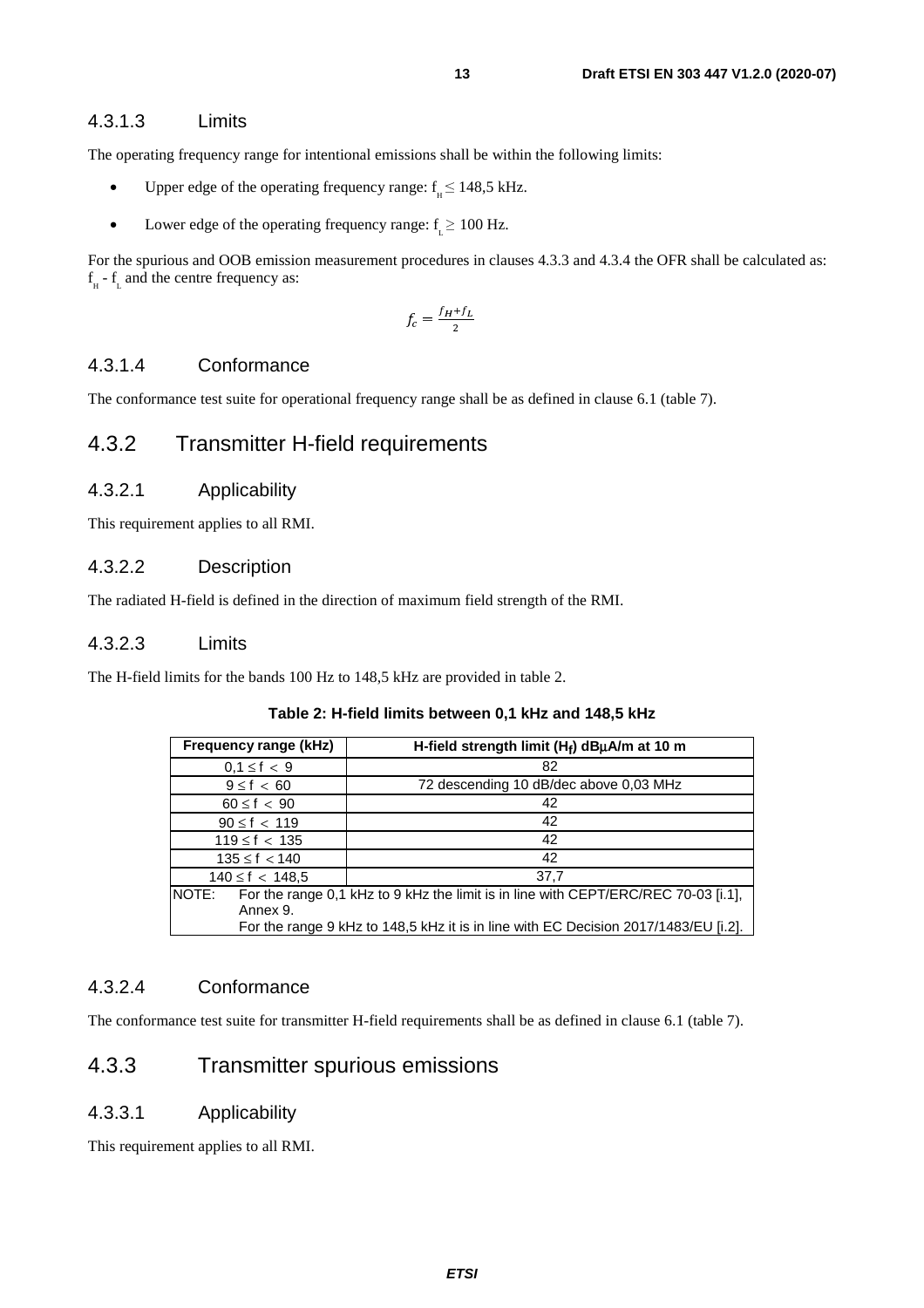### 4.3.1.3 Limits

The operating frequency range for intentional emissions shall be within the following limits:

- Upper edge of the operating frequency range: $f_H \leq 148,5$ kHz.
- Lower edge of the operating frequency range: $f_L \geq 100$ Hz.

For the spurious and OOB emission measurement procedures in clauses 4.3.3 and 4.3.4 the OFR shall be calculated as: $f_H - f_L$ and the centre frequency as:

$$f_c = \frac{f_H + f_L}{2}$$

### 4.3.1.4 Conformance

The conformance test suite for operational frequency range shall be as defined in clause 6.1 (table 7).

## 4.3.2 Transmitter H-field requirements

### 4.3.2.1 Applicability

This requirement applies to all RMI.

### 4.3.2.2 Description

The radiated H-field is defined in the direction of maximum field strength of the RMI.

### 4.3.2.3 Limits

The H-field limits for the bands 100 Hz to 148,5 kHz are provided in table 2.

**Table 2: H-field limits between 0,1 kHz and 148,5 kHz**

| Frequency range (kHz) | H-field strength limit ($H_f$) dBμA/m at 10 m |
|---|---|
| $0,1 \leq f < 9$ | 82 |
| $9 \leq f < 60$ | 72 descending 10 dB/dec above 0,03 MHz |
| $60 \leq f < 90$ | 42 |
| $90 \leq f < 119$ | 42 |
| $119 \leq f < 135$ | 42 |
| $135 \leq f < 140$ | 42 |
| $140 \leq f < 148,5$ | 37,7 |
| NOTE: For the range 0,1 kHz to 9 kHz the limit is in line with CEPT/ERC/REC 70-03 [i.1], Annex 9. For the range 9 kHz to 148,5 kHz it is in line with EC Decision 2017/1483/EU [i.2]. | |

### 4.3.2.4 Conformance

The conformance test suite for transmitter H-field requirements shall be as defined in clause 6.1 (table 7).

## 4.3.3 Transmitter spurious emissions

### 4.3.3.1 Applicability

This requirement applies to all RMI.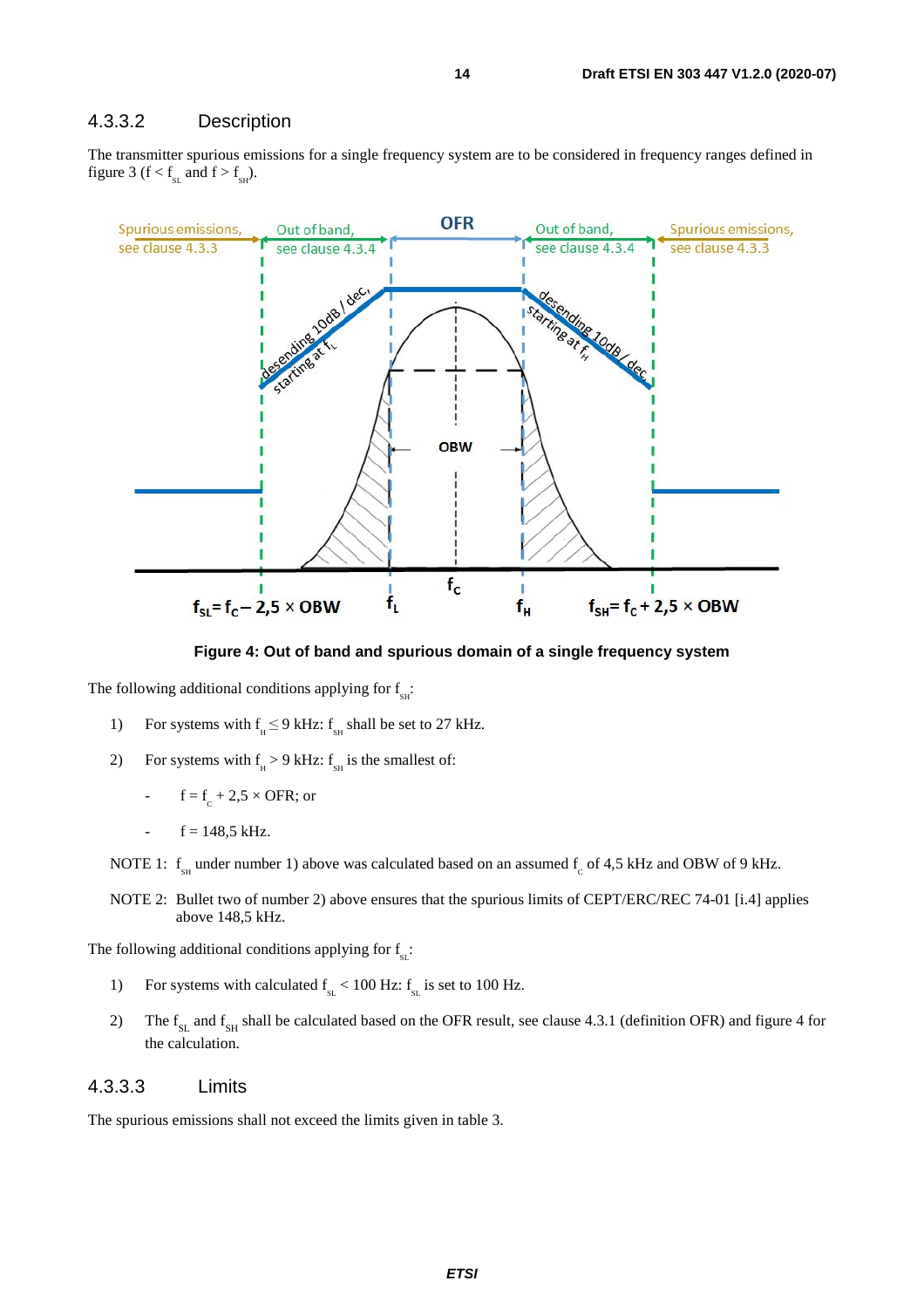### 4.3.3.2 Description

The transmitter spurious emissions for a single frequency system are to be considered in frequency ranges defined in figure 3 ($f < f_{SL}$ and $f > f_{SH}$).

**Figure 4: Out of band and spurious domain of a single frequency system**

The following additional conditions applying for $f_{SH}$:

1) For systems with $f_H \leq 9$ kHz: $f_{SH}$ shall be set to 27 kHz.

2) For systems with $f_H > 9$ kHz: $f_{SH}$ is the smallest of:
   - $f = f_c + 2{,}5 \times OFR$; or
   - $f = 148{,}5$ kHz.

NOTE 1: $f_{SH}$ under number 1) above was calculated based on an assumed $f_c$ of 4,5 kHz and OBW of 9 kHz.

NOTE 2: Bullet two of number 2) above ensures that the spurious limits of CEPT/ERC/REC 74-01 [i.4] applies above 148,5 kHz.

The following additional conditions applying for $f_{SL}$:

1) For systems with calculated $f_{SL} < 100$ Hz: $f_{SL}$ is set to 100 Hz.

2) The $f_{SL}$ and $f_{SH}$ shall be calculated based on the OFR result, see clause 4.3.1 (definition OFR) and figure 4 for the calculation.

### 4.3.3.3 Limits

The spurious emissions shall not exceed the limits given in table 3.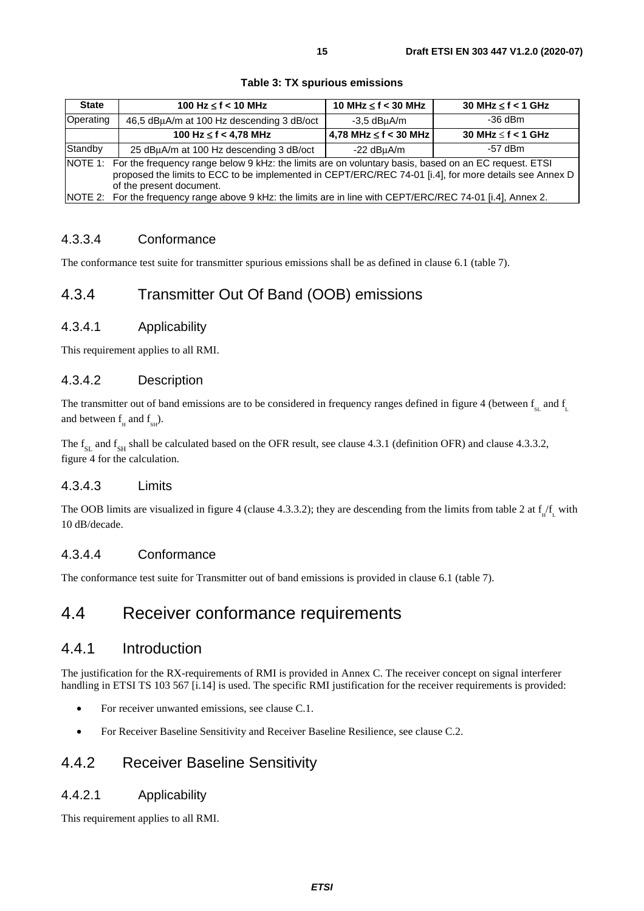**Table 3: TX spurious emissions**

| State | 100 Hz ≤ f < 10 MHz | 10 MHz ≤ f < 30 MHz | 30 MHz ≤ f < 1 GHz |
|---|---|---|---|
| Operating | 46,5 dBµA/m at 100 Hz descending 3 dB/oct | -3,5 dBµA/m | -36 dBm |
| | **100 Hz ≤ f < 4,78 MHz** | **4,78 MHz ≤ f < 30 MHz** | **30 MHz ≤ f < 1 GHz** |
| Standby | 25 dBµA/m at 100 Hz descending 3 dB/oct | -22 dBµA/m | -57 dBm |
| NOTE 1: For the frequency range below 9 kHz: the limits are on voluntary basis, based on an EC request. ETSI proposed the limits to ECC to be implemented in CEPT/ERC/REC 74-01 [i.4], for more details see Annex D of the present document. | | | |
| NOTE 2: For the frequency range above 9 kHz: the limits are in line with CEPT/ERC/REC 74-01 [i.4], Annex 2. | | | |

#### 4.3.3.4 Conformance

The conformance test suite for transmitter spurious emissions shall be as defined in clause 6.1 (table 7).

### 4.3.4 Transmitter Out Of Band (OOB) emissions

#### 4.3.4.1 Applicability

This requirement applies to all RMI.

#### 4.3.4.2 Description

The transmitter out of band emissions are to be considered in frequency ranges defined in figure 4 (between $f_{SL}$ and $f_L$ and between $f_H$ and $f_{SH}$).

The $f_{SL}$ and $f_{SH}$ shall be calculated based on the OFR result, see clause 4.3.1 (definition OFR) and clause 4.3.3.2, figure 4 for the calculation.

#### 4.3.4.3 Limits

The OOB limits are visualized in figure 4 (clause 4.3.3.2); they are descending from the limits from table 2 at $f_H/f_L$ with 10 dB/decade.

#### 4.3.4.4 Conformance

The conformance test suite for Transmitter out of band emissions is provided in clause 6.1 (table 7).

## 4.4 Receiver conformance requirements

### 4.4.1 Introduction

The justification for the RX-requirements of RMI is provided in Annex C. The receiver concept on signal interferer handling in ETSI TS 103 567 [i.14] is used. The specific RMI justification for the receiver requirements is provided:

- For receiver unwanted emissions, see clause C.1.
- For Receiver Baseline Sensitivity and Receiver Baseline Resilience, see clause C.2.

### 4.4.2 Receiver Baseline Sensitivity

#### 4.4.2.1 Applicability

This requirement applies to all RMI.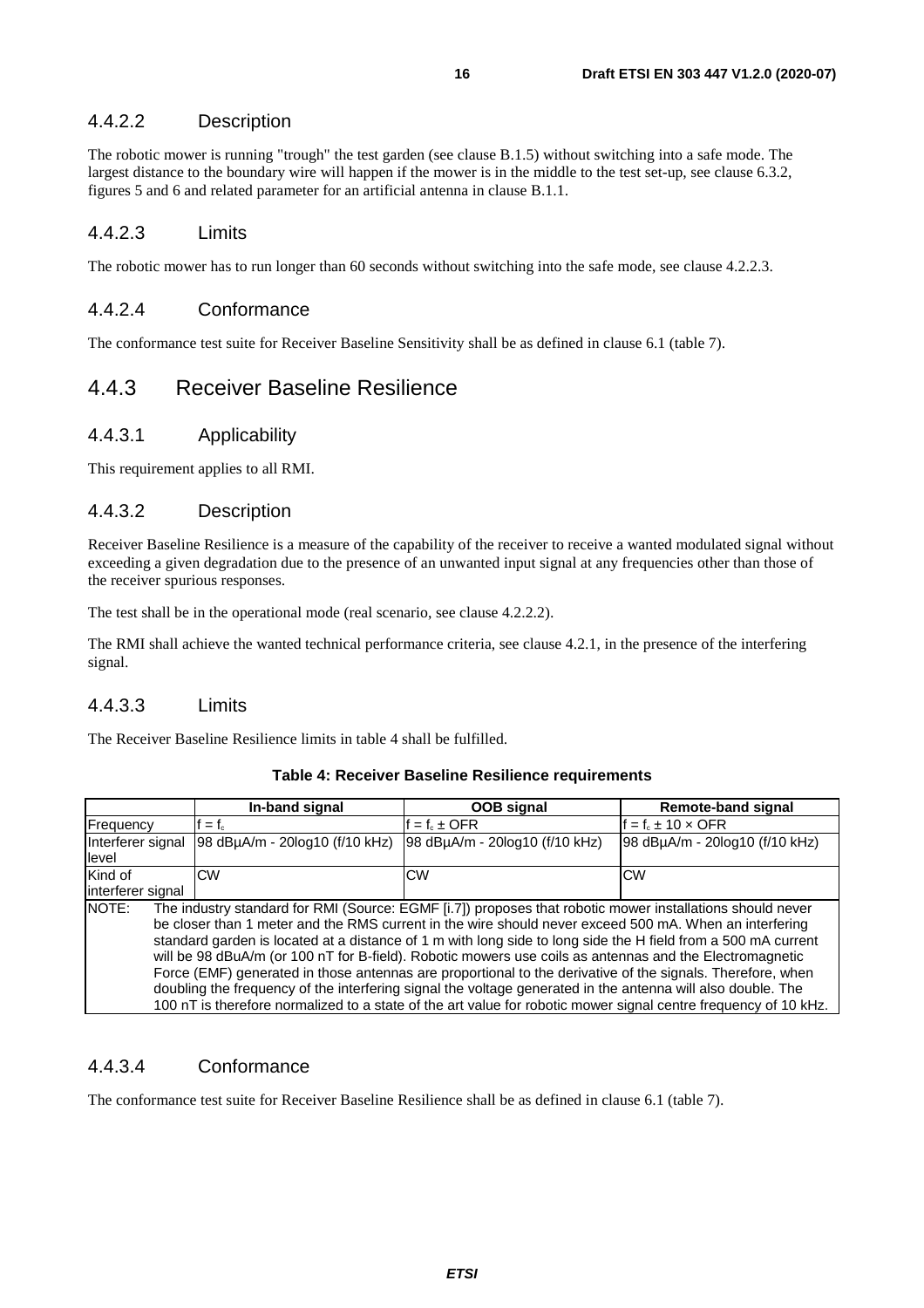#### 4.4.2.2 Description

The robotic mower is running "trough" the test garden (see clause B.1.5) without switching into a safe mode. The largest distance to the boundary wire will happen if the mower is in the middle to the test set-up, see clause 6.3.2, figures 5 and 6 and related parameter for an artificial antenna in clause B.1.1.

#### 4.4.2.3 Limits

The robotic mower has to run longer than 60 seconds without switching into the safe mode, see clause 4.2.2.3.

#### 4.4.2.4 Conformance

The conformance test suite for Receiver Baseline Sensitivity shall be as defined in clause 6.1 (table 7).

### 4.4.3 Receiver Baseline Resilience

#### 4.4.3.1 Applicability

This requirement applies to all RMI.

#### 4.4.3.2 Description

Receiver Baseline Resilience is a measure of the capability of the receiver to receive a wanted modulated signal without exceeding a given degradation due to the presence of an unwanted input signal at any frequencies other than those of the receiver spurious responses.

The test shall be in the operational mode (real scenario, see clause 4.2.2.2).

The RMI shall achieve the wanted technical performance criteria, see clause 4.2.1, in the presence of the interfering signal.

#### 4.4.3.3 Limits

The Receiver Baseline Resilience limits in table 4 shall be fulfilled.

**Table 4: Receiver Baseline Resilience requirements**

| | In-band signal | OOB signal | Remote-band signal |
|---|---|---|---|
| Frequency | $f = f_c$ | $f = f_c \pm$ OFR | $f = f_c \pm 10 \times$ OFR |
| Interferer signal level | 98 dBµA/m - 20log10 (f/10 kHz) | 98 dBµA/m - 20log10 (f/10 kHz) | 98 dBµA/m - 20log10 (f/10 kHz) |
| Kind of interferer signal | CW | CW | CW |
| NOTE: The industry standard for RMI (Source: EGMF [i.7]) proposes that robotic mower installations should never be closer than 1 meter and the RMS current in the wire should never exceed 500 mA. When an interfering standard garden is located at a distance of 1 m with long side to long side the H field from a 500 mA current will be 98 dBuA/m (or 100 nT for B-field). Robotic mowers use coils as antennas and the Electromagnetic Force (EMF) generated in those antennas are proportional to the derivative of the signals. Therefore, when doubling the frequency of the interfering signal the voltage generated in the antenna will also double. The 100 nT is therefore normalized to a state of the art value for robotic mower signal centre frequency of 10 kHz. | | | |

#### 4.4.3.4 Conformance

The conformance test suite for Receiver Baseline Resilience shall be as defined in clause 6.1 (table 7).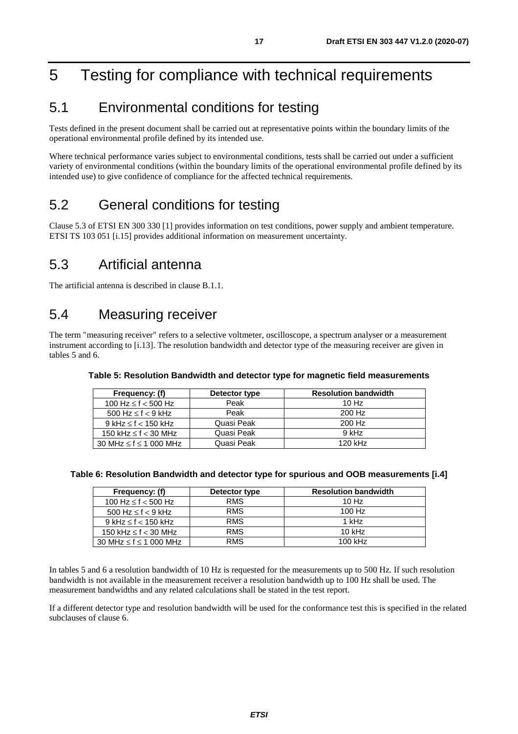# 5 Testing for compliance with technical requirements

## 5.1 Environmental conditions for testing

Tests defined in the present document shall be carried out at representative points within the boundary limits of the operational environmental profile defined by its intended use.

Where technical performance varies subject to environmental conditions, tests shall be carried out under a sufficient variety of environmental conditions (within the boundary limits of the operational environmental profile defined by its intended use) to give confidence of compliance for the affected technical requirements.

## 5.2 General conditions for testing

Clause 5.3 of ETSI EN 300 330 [1] provides information on test conditions, power supply and ambient temperature. ETSI TS 103 051 [i.15] provides additional information on measurement uncertainty.

## 5.3 Artificial antenna

The artificial antenna is described in clause B.1.1.

## 5.4 Measuring receiver

The term "measuring receiver" refers to a selective voltmeter, oscilloscope, a spectrum analyser or a measurement instrument according to [i.13]. The resolution bandwidth and detector type of the measuring receiver are given in tables 5 and 6.

**Table 5: Resolution Bandwidth and detector type for magnetic field measurements**

| Frequency: (f) | Detector type | Resolution bandwidth |
|---|---|---|
| 100 Hz ≤ f < 500 Hz | Peak | 10 Hz |
| 500 Hz ≤ f < 9 kHz | Peak | 200 Hz |
| 9 kHz ≤ f < 150 kHz | Quasi Peak | 200 Hz |
| 150 kHz ≤ f < 30 MHz | Quasi Peak | 9 kHz |
| 30 MHz ≤ f ≤ 1 000 MHz | Quasi Peak | 120 kHz |

**Table 6: Resolution Bandwidth and detector type for spurious and OOB measurements [i.4]**

| Frequency: (f) | Detector type | Resolution bandwidth |
|---|---|---|
| 100 Hz ≤ f < 500 Hz | RMS | 10 Hz |
| 500 Hz ≤ f < 9 kHz | RMS | 100 Hz |
| 9 kHz ≤ f < 150 kHz | RMS | 1 kHz |
| 150 kHz ≤ f < 30 MHz | RMS | 10 kHz |
| 30 MHz ≤ f ≤ 1 000 MHz | RMS | 100 kHz |

In tables 5 and 6 a resolution bandwidth of 10 Hz is requested for the measurements up to 500 Hz. If such resolution bandwidth is not available in the measurement receiver a resolution bandwidth up to 100 Hz shall be used. The measurement bandwidths and any related calculations shall be stated in the test report.

If a different detector type and resolution bandwidth will be used for the conformance test this is specified in the related subclauses of clause 6.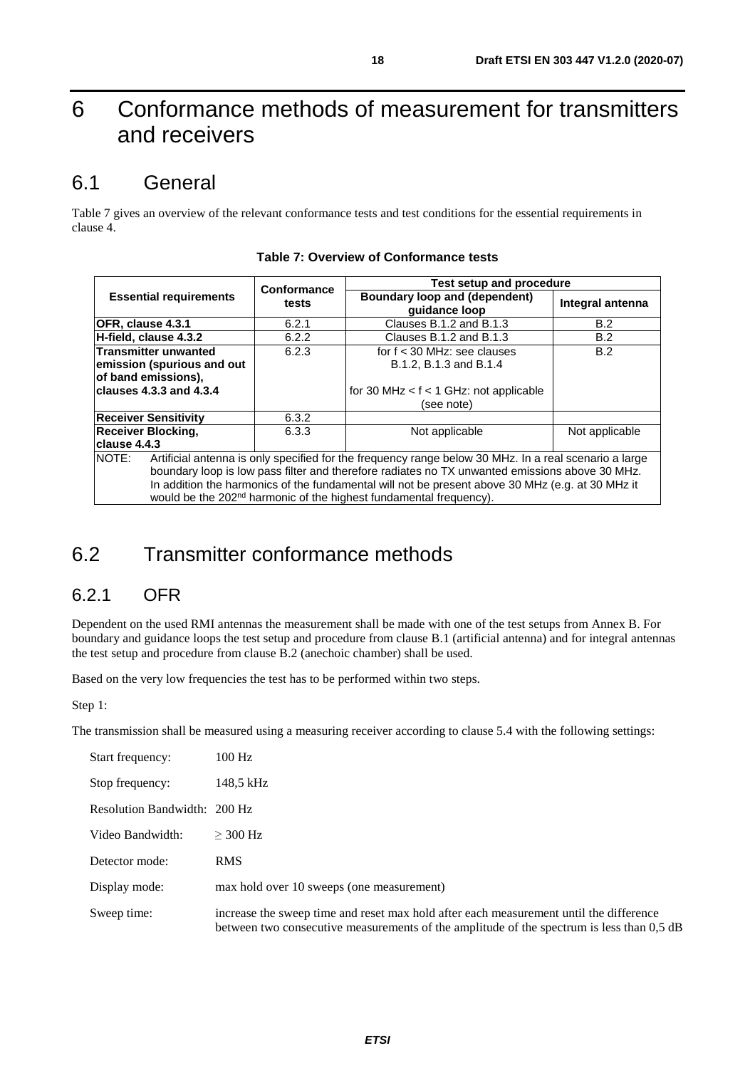// Rules 1 and 2 conflict here: the source writes the literal superscript "202nd" (text) and the "≥ 300 Hz" sign; kept as $202^{nd}$ and $\geq$ in LaTeX, per rule 2's no-Unicode-superscript directive.
# 6 Conformance methods of measurement for transmitters and receivers

## 6.1 General

Table 7 gives an overview of the relevant conformance tests and test conditions for the essential requirements in clause 4.

**Table 7: Overview of Conformance tests**

| Essential requirements | Conformance tests | Test setup and procedure | |
|---|---|---|---|
| | | Boundary loop and (dependent) guidance loop | Integral antenna |
| **OFR, clause 4.3.1** | 6.2.1 | Clauses B.1.2 and B.1.3 | B.2 |
| **H-field, clause 4.3.2** | 6.2.2 | Clauses B.1.2 and B.1.3 | B.2 |
| **Transmitter unwanted emission (spurious and out of band emissions), clauses 4.3.3 and 4.3.4** | 6.2.3 | for f < 30 MHz: see clauses B.1.2, B.1.3 and B.1.4<br><br>for 30 MHz < f < 1 GHz: not applicable (see note) | B.2 |
| **Receiver Sensitivity** | 6.3.2 | | |
| **Receiver Blocking, clause 4.4.3** | 6.3.3 | Not applicable | Not applicable |
| NOTE: Artificial antenna is only specified for the frequency range below 30 MHz. In a real scenario a large boundary loop is low pass filter and therefore radiates no TX unwanted emissions above 30 MHz. In addition the harmonics of the fundamental will not be present above 30 MHz (e.g. at 30 MHz it would be the $202^{nd}$ harmonic of the highest fundamental frequency). | | | |

## 6.2 Transmitter conformance methods

### 6.2.1 OFR

Dependent on the used RMI antennas the measurement shall be made with one of the test setups from Annex B. For boundary and guidance loops the test setup and procedure from clause B.1 (artificial antenna) and for integral antennas the test setup and procedure from clause B.2 (anechoic chamber) shall be used.

Based on the very low frequencies the test has to be performed within two steps.

Step 1:

The transmission shall be measured using a measuring receiver according to clause 5.4 with the following settings:

- Start frequency: 100 Hz
- Stop frequency: 148,5 kHz
- Resolution Bandwidth: 200 Hz
- Video Bandwidth: $\geq$ 300 Hz
- Detector mode: RMS
- Display mode: max hold over 10 sweeps (one measurement)
- Sweep time: increase the sweep time and reset max hold after each measurement until the difference between two consecutive measurements of the amplitude of the spectrum is less than 0,5 dB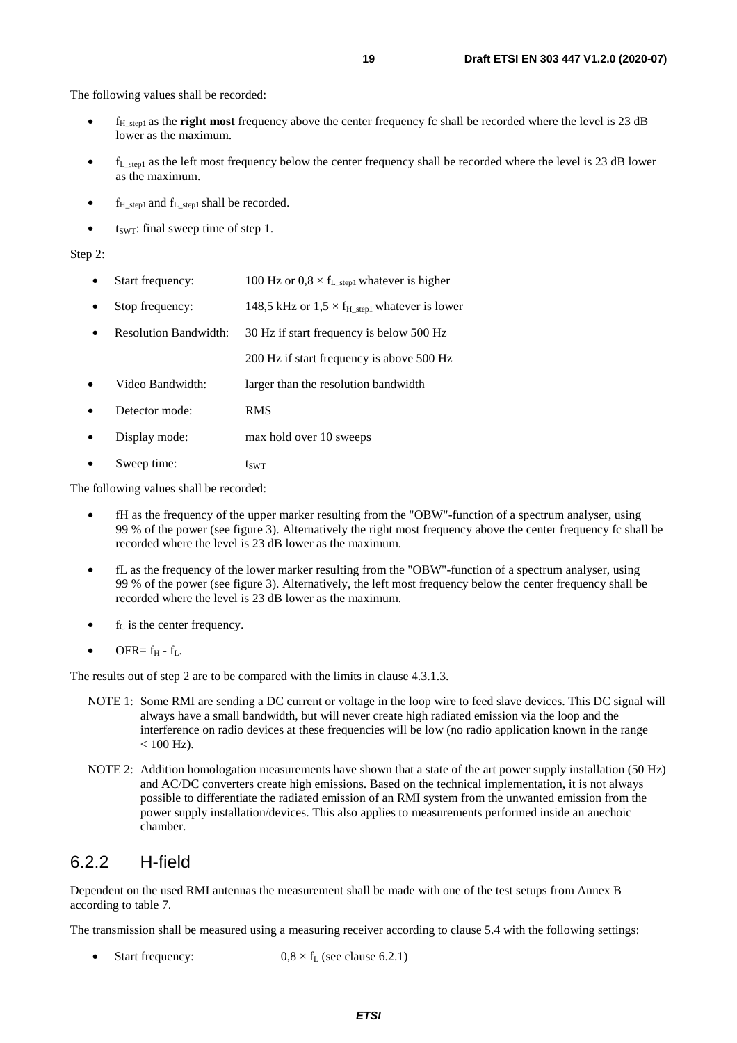The following values shall be recorded:

- $f_{H\_step1}$ as the **right most** frequency above the center frequency fc shall be recorded where the level is 23 dB lower as the maximum.
- $f_{L\_step1}$ as the left most frequency below the center frequency shall be recorded where the level is 23 dB lower as the maximum.
- $f_{H\_step1}$ and $f_{L\_step1}$ shall be recorded.
- $t_{SWT}$: final sweep time of step 1.

Step 2:

- Start frequency: 100 Hz or $0,8 \times f_{L\_step1}$ whatever is higher
- Stop frequency: 148,5 kHz or $1,5 \times f_{H\_step1}$ whatever is lower
- Resolution Bandwidth: 30 Hz if start frequency is below 500 Hz

  200 Hz if start frequency is above 500 Hz
- Video Bandwidth: larger than the resolution bandwidth
- Detector mode: RMS
- Display mode: max hold over 10 sweeps
- Sweep time: $t_{SWT}$

The following values shall be recorded:

- fH as the frequency of the upper marker resulting from the "OBW"-function of a spectrum analyser, using 99 % of the power (see figure 3). Alternatively the right most frequency above the center frequency fc shall be recorded where the level is 23 dB lower as the maximum.
- fL as the frequency of the lower marker resulting from the "OBW"-function of a spectrum analyser, using 99 % of the power (see figure 3). Alternatively, the left most frequency below the center frequency shall be recorded where the level is 23 dB lower as the maximum.
- $f_C$ is the center frequency.
- OFR= $f_H$ - $f_L$.

The results out of step 2 are to be compared with the limits in clause 4.3.1.3.

NOTE 1: Some RMI are sending a DC current or voltage in the loop wire to feed slave devices. This DC signal will always have a small bandwidth, but will never create high radiated emission via the loop and the interference on radio devices at these frequencies will be low (no radio application known in the range < 100 Hz).

NOTE 2: Addition homologation measurements have shown that a state of the art power supply installation (50 Hz) and AC/DC converters create high emissions. Based on the technical implementation, it is not always possible to differentiate the radiated emission of an RMI system from the unwanted emission from the power supply installation/devices. This also applies to measurements performed inside an anechoic chamber.

### 6.2.2 H-field

Dependent on the used RMI antennas the measurement shall be made with one of the test setups from Annex B according to table 7.

The transmission shall be measured using a measuring receiver according to clause 5.4 with the following settings:

- Start frequency: $0,8 \times f_L$ (see clause 6.2.1)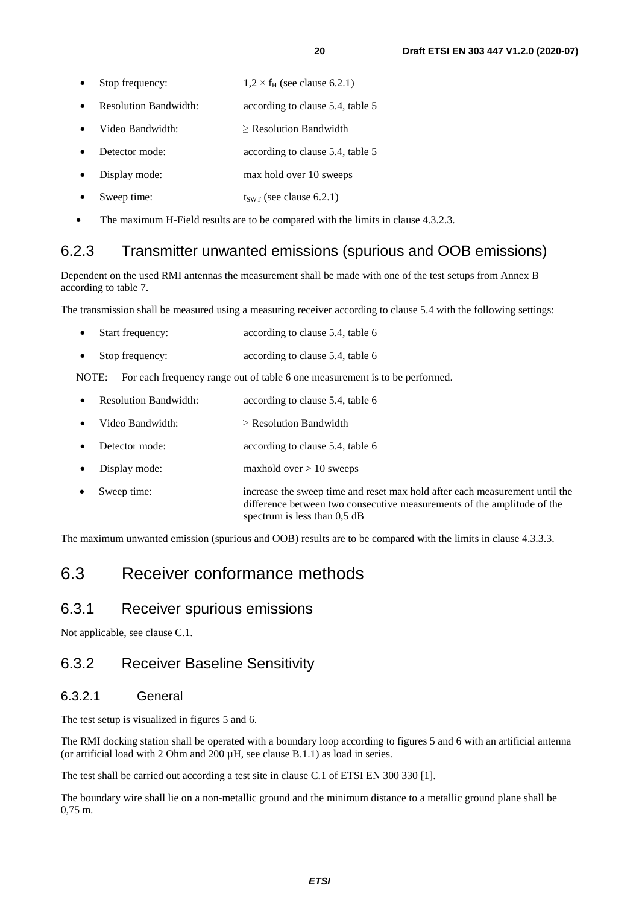- Stop frequency: $1,2 \times f_H$ (see clause 6.2.1)
- Resolution Bandwidth: according to clause 5.4, table 5
- Video Bandwidth: ≥ Resolution Bandwidth
- Detector mode: according to clause 5.4, table 5
- Display mode: max hold over 10 sweeps
- Sweep time: $t_{SWT}$ (see clause 6.2.1)

- The maximum H-Field results are to be compared with the limits in clause 4.3.2.3.

### 6.2.3 Transmitter unwanted emissions (spurious and OOB emissions)

Dependent on the used RMI antennas the measurement shall be made with one of the test setups from Annex B according to table 7.

The transmission shall be measured using a measuring receiver according to clause 5.4 with the following settings:

- Start frequency: according to clause 5.4, table 6
- Stop frequency: according to clause 5.4, table 6

NOTE: For each frequency range out of table 6 one measurement is to be performed.

- Resolution Bandwidth: according to clause 5.4, table 6
- Video Bandwidth: ≥ Resolution Bandwidth
- Detector mode: according to clause 5.4, table 6
- Display mode: maxhold over > 10 sweeps
- Sweep time: increase the sweep time and reset max hold after each measurement until the difference between two consecutive measurements of the amplitude of the spectrum is less than 0,5 dB

The maximum unwanted emission (spurious and OOB) results are to be compared with the limits in clause 4.3.3.3.

## 6.3 Receiver conformance methods

### 6.3.1 Receiver spurious emissions

Not applicable, see clause C.1.

### 6.3.2 Receiver Baseline Sensitivity

#### 6.3.2.1 General

The test setup is visualized in figures 5 and 6.

The RMI docking station shall be operated with a boundary loop according to figures 5 and 6 with an artificial antenna (or artificial load with 2 Ohm and 200 µH, see clause B.1.1) as load in series.

The test shall be carried out according a test site in clause C.1 of ETSI EN 300 330 [1].

The boundary wire shall lie on a non-metallic ground and the minimum distance to a metallic ground plane shall be 0,75 m.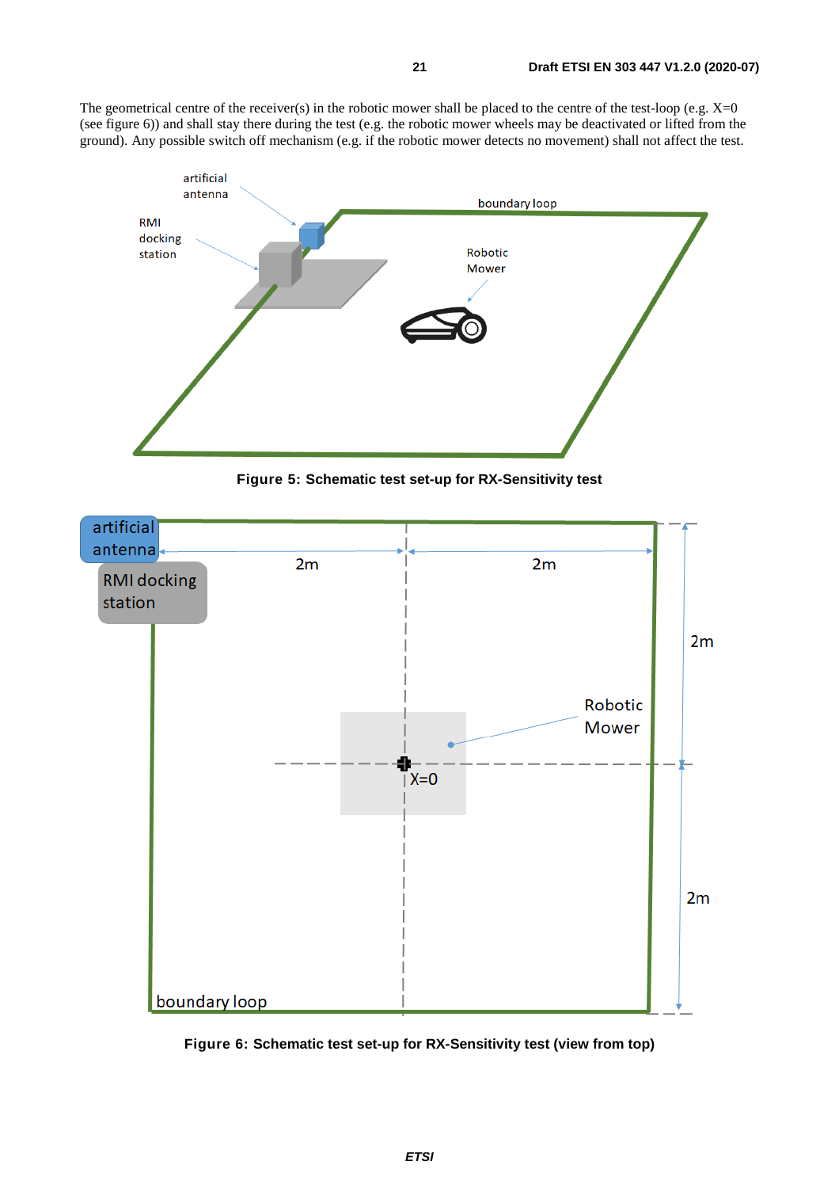The geometrical centre of the receiver(s) in the robotic mower shall be placed to the centre of the test-loop (e.g. X=0 (see figure 6)) and shall stay there during the test (e.g. the robotic mower wheels may be deactivated or lifted from the ground). Any possible switch off mechanism (e.g. if the robotic mower detects no movement) shall not affect the test.

**Figure 5: Schematic test set-up for RX-Sensitivity test**

**Figure 6: Schematic test set-up for RX-Sensitivity test (view from top)**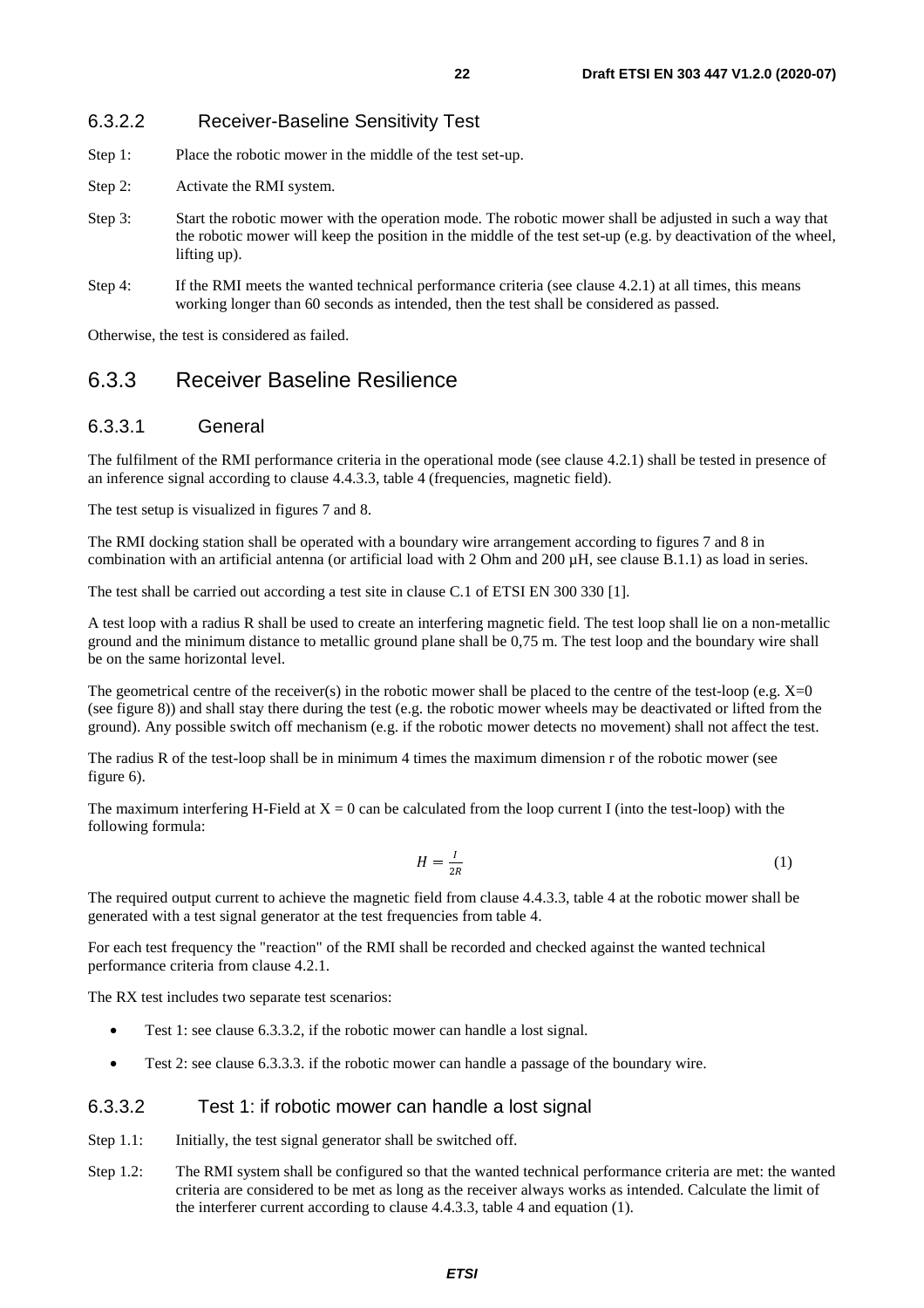#### 6.3.2.2 Receiver-Baseline Sensitivity Test

Step 1: Place the robotic mower in the middle of the test set-up.

Step 2: Activate the RMI system.

Step 3: Start the robotic mower with the operation mode. The robotic mower shall be adjusted in such a way that the robotic mower will keep the position in the middle of the test set-up (e.g. by deactivation of the wheel, lifting up).

Step 4: If the RMI meets the wanted technical performance criteria (see clause 4.2.1) at all times, this means working longer than 60 seconds as intended, then the test shall be considered as passed.

Otherwise, the test is considered as failed.

### 6.3.3 Receiver Baseline Resilience

#### 6.3.3.1 General

The fulfilment of the RMI performance criteria in the operational mode (see clause 4.2.1) shall be tested in presence of an inference signal according to clause 4.4.3.3, table 4 (frequencies, magnetic field).

The test setup is visualized in figures 7 and 8.

The RMI docking station shall be operated with a boundary wire arrangement according to figures 7 and 8 in combination with an artificial antenna (or artificial load with 2 Ohm and 200 µH, see clause B.1.1) as load in series.

The test shall be carried out according a test site in clause C.1 of ETSI EN 300 330 [1].

A test loop with a radius R shall be used to create an interfering magnetic field. The test loop shall lie on a non-metallic ground and the minimum distance to metallic ground plane shall be 0,75 m. The test loop and the boundary wire shall be on the same horizontal level.

The geometrical centre of the receiver(s) in the robotic mower shall be placed to the centre of the test-loop (e.g. $X=0$ (see figure 8)) and shall stay there during the test (e.g. the robotic mower wheels may be deactivated or lifted from the ground). Any possible switch off mechanism (e.g. if the robotic mower detects no movement) shall not affect the test.

The radius R of the test-loop shall be in minimum 4 times the maximum dimension r of the robotic mower (see figure 6).

The maximum interfering H-Field at $X = 0$ can be calculated from the loop current I (into the test-loop) with the following formula:

$$H = \frac{I}{2R} \tag{1}$$

The required output current to achieve the magnetic field from clause 4.4.3.3, table 4 at the robotic mower shall be generated with a test signal generator at the test frequencies from table 4.

For each test frequency the "reaction" of the RMI shall be recorded and checked against the wanted technical performance criteria from clause 4.2.1.

The RX test includes two separate test scenarios:

- Test 1: see clause 6.3.3.2, if the robotic mower can handle a lost signal.
- Test 2: see clause 6.3.3.3. if the robotic mower can handle a passage of the boundary wire.

#### 6.3.3.2 Test 1: if robotic mower can handle a lost signal

Step 1.1: Initially, the test signal generator shall be switched off.

Step 1.2: The RMI system shall be configured so that the wanted technical performance criteria are met: the wanted criteria are considered to be met as long as the receiver always works as intended. Calculate the limit of the interferer current according to clause 4.4.3.3, table 4 and equation (1).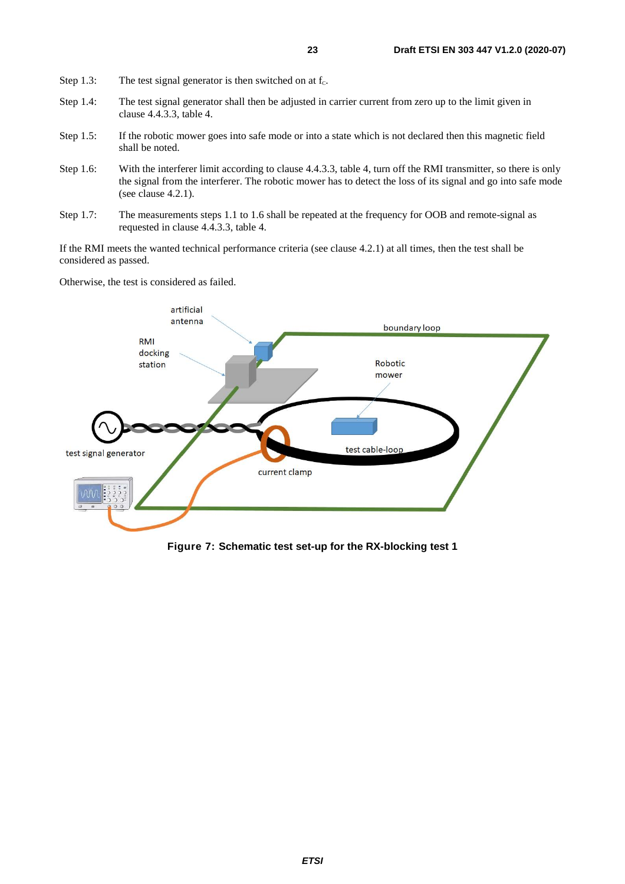Step 1.3: The test signal generator is then switched on at $f_C$.

Step 1.4: The test signal generator shall then be adjusted in carrier current from zero up to the limit given in clause 4.4.3.3, table 4.

Step 1.5: If the robotic mower goes into safe mode or into a state which is not declared then this magnetic field shall be noted.

Step 1.6: With the interferer limit according to clause 4.4.3.3, table 4, turn off the RMI transmitter, so there is only the signal from the interferer. The robotic mower has to detect the loss of its signal and go into safe mode (see clause 4.2.1).

Step 1.7: The measurements steps 1.1 to 1.6 shall be repeated at the frequency for OOB and remote-signal as requested in clause 4.4.3.3, table 4.

If the RMI meets the wanted technical performance criteria (see clause 4.2.1) at all times, then the test shall be considered as passed.

Otherwise, the test is considered as failed.

**Figure 7: Schematic test set-up for the RX-blocking test 1**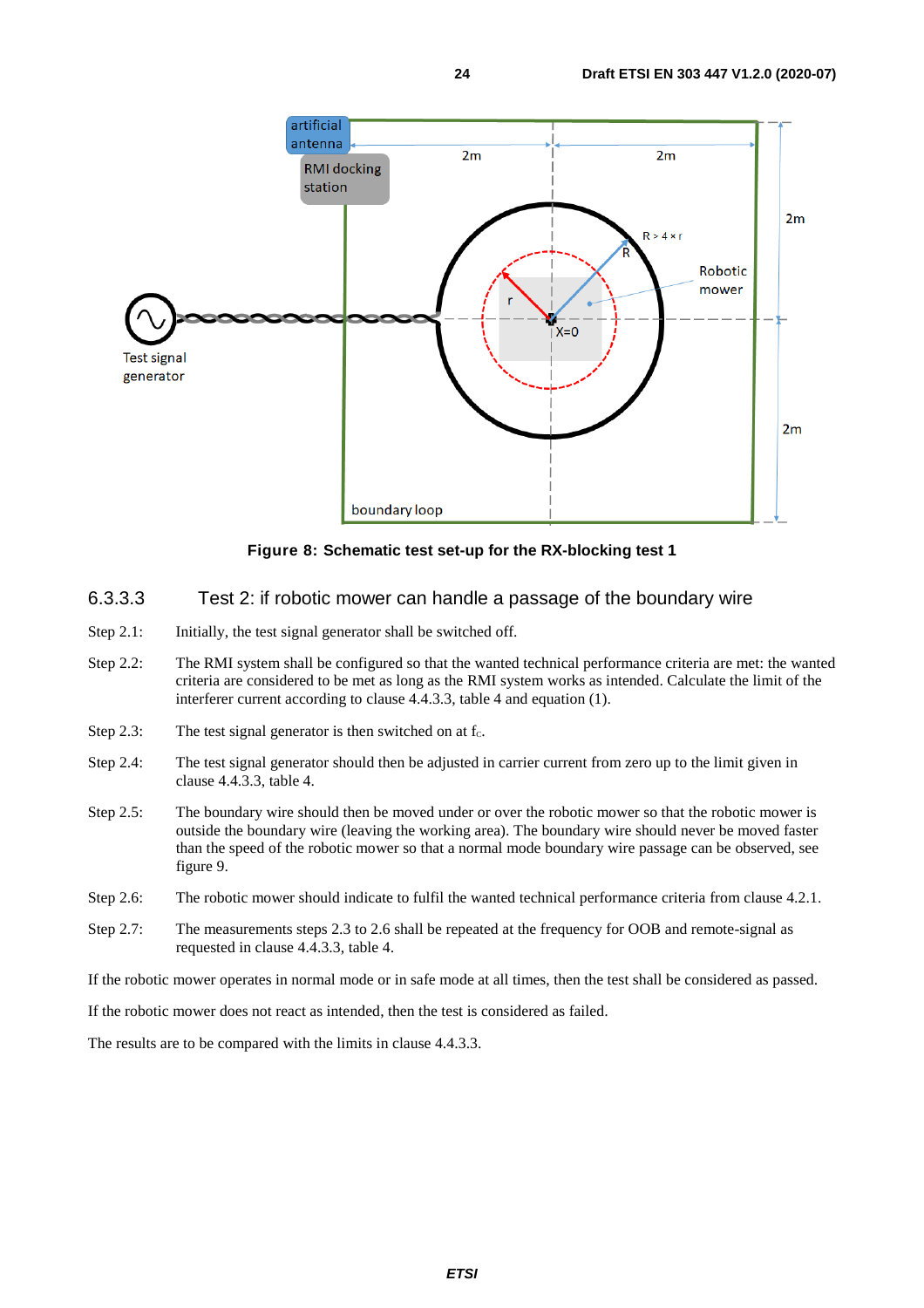Figure 8: Schematic test set-up for the RX-blocking test 1

### 6.3.3.3 Test 2: if robotic mower can handle a passage of the boundary wire

Step 2.1: Initially, the test signal generator shall be switched off.

Step 2.2: The RMI system shall be configured so that the wanted technical performance criteria are met: the wanted criteria are considered to be met as long as the RMI system works as intended. Calculate the limit of the interferer current according to clause 4.4.3.3, table 4 and equation (1).

Step 2.3: The test signal generator is then switched on at $f_C$.

Step 2.4: The test signal generator should then be adjusted in carrier current from zero up to the limit given in clause 4.4.3.3, table 4.

Step 2.5: The boundary wire should then be moved under or over the robotic mower so that the robotic mower is outside the boundary wire (leaving the working area). The boundary wire should never be moved faster than the speed of the robotic mower so that a normal mode boundary wire passage can be observed, see figure 9.

Step 2.6: The robotic mower should indicate to fulfil the wanted technical performance criteria from clause 4.2.1.

Step 2.7: The measurements steps 2.3 to 2.6 shall be repeated at the frequency for OOB and remote-signal as requested in clause 4.4.3.3, table 4.

If the robotic mower operates in normal mode or in safe mode at all times, then the test shall be considered as passed.

If the robotic mower does not react as intended, then the test is considered as failed.

The results are to be compared with the limits in clause 4.4.3.3.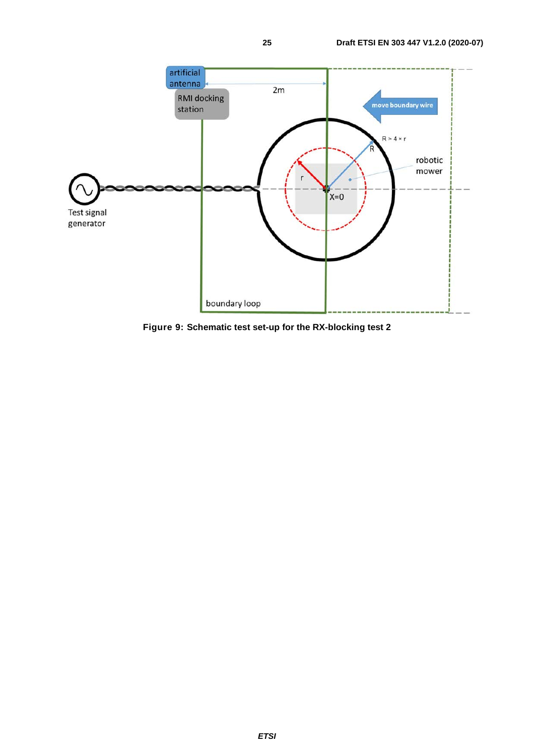Figure 9: Schematic test set-up for the RX-blocking test 2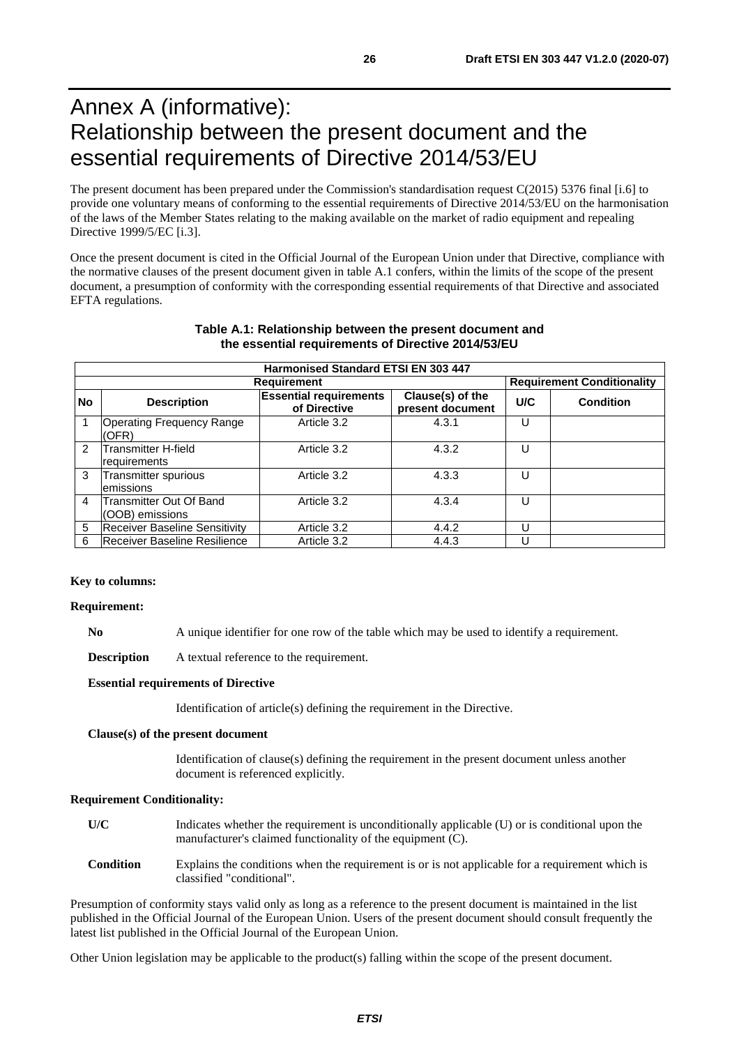# Annex A (informative): Relationship between the present document and the essential requirements of Directive 2014/53/EU

The present document has been prepared under the Commission's standardisation request C(2015) 5376 final [i.6] to provide one voluntary means of conforming to the essential requirements of Directive 2014/53/EU on the harmonisation of the laws of the Member States relating to the making available on the market of radio equipment and repealing Directive 1999/5/EC [i.3].

Once the present document is cited in the Official Journal of the European Union under that Directive, compliance with the normative clauses of the present document given in table A.1 confers, within the limits of the scope of the present document, a presumption of conformity with the corresponding essential requirements of that Directive and associated EFTA regulations.

**Table A.1: Relationship between the present document and the essential requirements of Directive 2014/53/EU**

| Harmonised Standard ETSI EN 303 447 | | | | | |
|---|---|---|---|---|---|
| **Requirement** | | | | **Requirement Conditionality** | |
| **No** | **Description** | **Essential requirements of Directive** | **Clause(s) of the present document** | **U/C** | **Condition** |
| 1 | Operating Frequency Range (OFR) | Article 3.2 | 4.3.1 | U | |
| 2 | Transmitter H-field requirements | Article 3.2 | 4.3.2 | U | |
| 3 | Transmitter spurious emissions | Article 3.2 | 4.3.3 | U | |
| 4 | Transmitter Out Of Band (OOB) emissions | Article 3.2 | 4.3.4 | U | |
| 5 | Receiver Baseline Sensitivity | Article 3.2 | 4.4.2 | U | |
| 6 | Receiver Baseline Resilience | Article 3.2 | 4.4.3 | U | |

**Key to columns:**

**Requirement:**

**No** A unique identifier for one row of the table which may be used to identify a requirement.

**Description** A textual reference to the requirement.

**Essential requirements of Directive**

Identification of article(s) defining the requirement in the Directive.

**Clause(s) of the present document**

Identification of clause(s) defining the requirement in the present document unless another document is referenced explicitly.

**Requirement Conditionality:**

**U/C** Indicates whether the requirement is unconditionally applicable (U) or is conditional upon the manufacturer's claimed functionality of the equipment (C).

**Condition** Explains the conditions when the requirement is or is not applicable for a requirement which is classified "conditional".

Presumption of conformity stays valid only as long as a reference to the present document is maintained in the list published in the Official Journal of the European Union. Users of the present document should consult frequently the latest list published in the Official Journal of the European Union.

Other Union legislation may be applicable to the product(s) falling within the scope of the present document.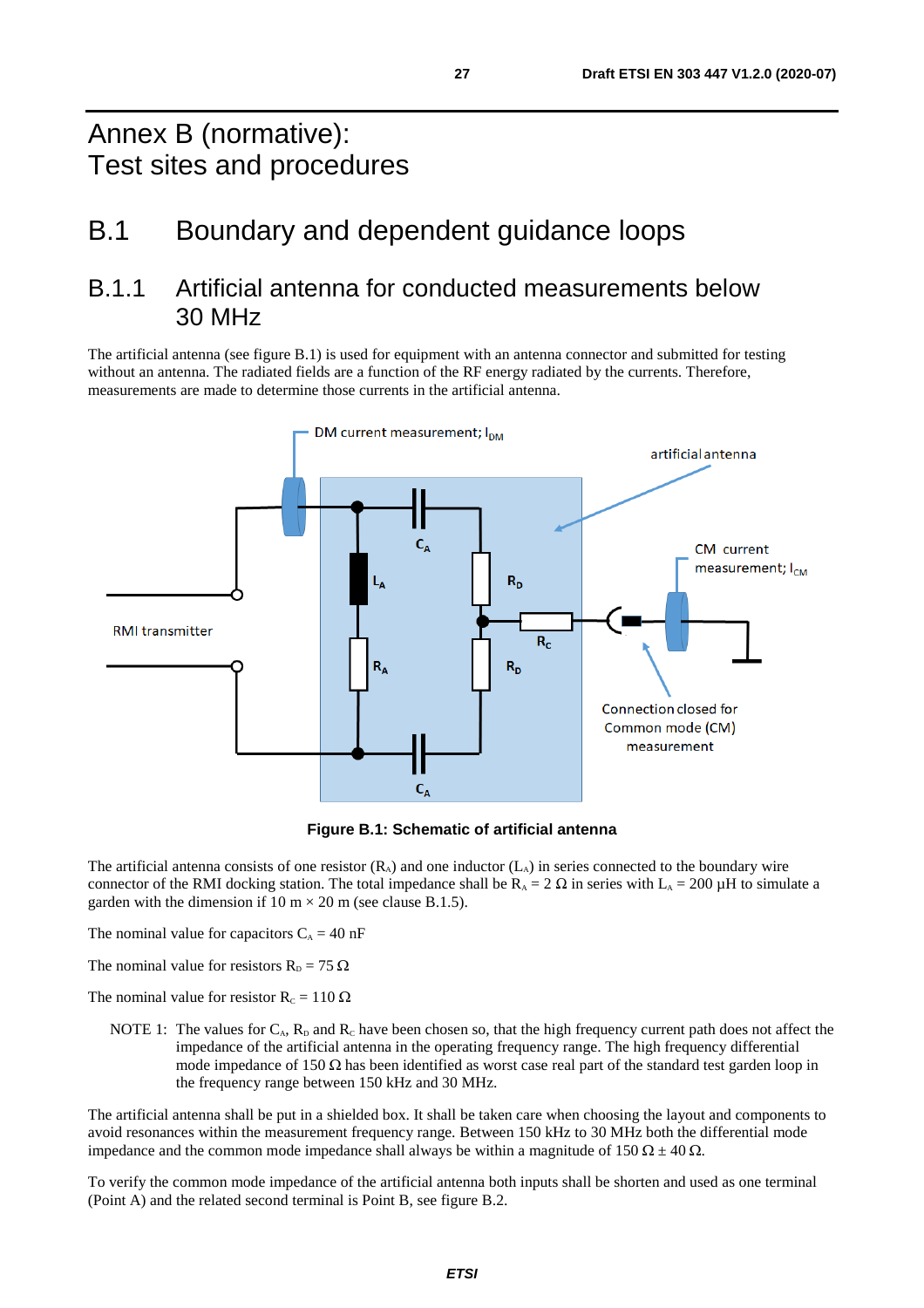# Annex B (normative): Test sites and procedures

## B.1 Boundary and dependent guidance loops

### B.1.1 Artificial antenna for conducted measurements below 30 MHz

The artificial antenna (see figure B.1) is used for equipment with an antenna connector and submitted for testing without an antenna. The radiated fields are a function of the RF energy radiated by the currents. Therefore, measurements are made to determine those currents in the artificial antenna.

**Figure B.1: Schematic of artificial antenna**

The artificial antenna consists of one resistor ($R_A$) and one inductor ($L_A$) in series connected to the boundary wire connector of the RMI docking station. The total impedance shall be $R_A = 2\ \Omega$ in series with $L_A = 200\ \mu H$ to simulate a garden with the dimension if 10 m × 20 m (see clause B.1.5).

The nominal value for capacitors $C_A = 40$ nF

The nominal value for resistors $R_D = 75\ \Omega$

The nominal value for resistor $R_C = 110\ \Omega$

NOTE 1: The values for $C_A$, $R_D$ and $R_C$ have been chosen so, that the high frequency current path does not affect the impedance of the artificial antenna in the operating frequency range. The high frequency differential mode impedance of 150 Ω has been identified as worst case real part of the standard test garden loop in the frequency range between 150 kHz and 30 MHz.

The artificial antenna shall be put in a shielded box. It shall be taken care when choosing the layout and components to avoid resonances within the measurement frequency range. Between 150 kHz to 30 MHz both the differential mode impedance and the common mode impedance shall always be within a magnitude of 150 Ω ± 40 Ω.

To verify the common mode impedance of the artificial antenna both inputs shall be shorten and used as one terminal (Point A) and the related second terminal is Point B, see figure B.2.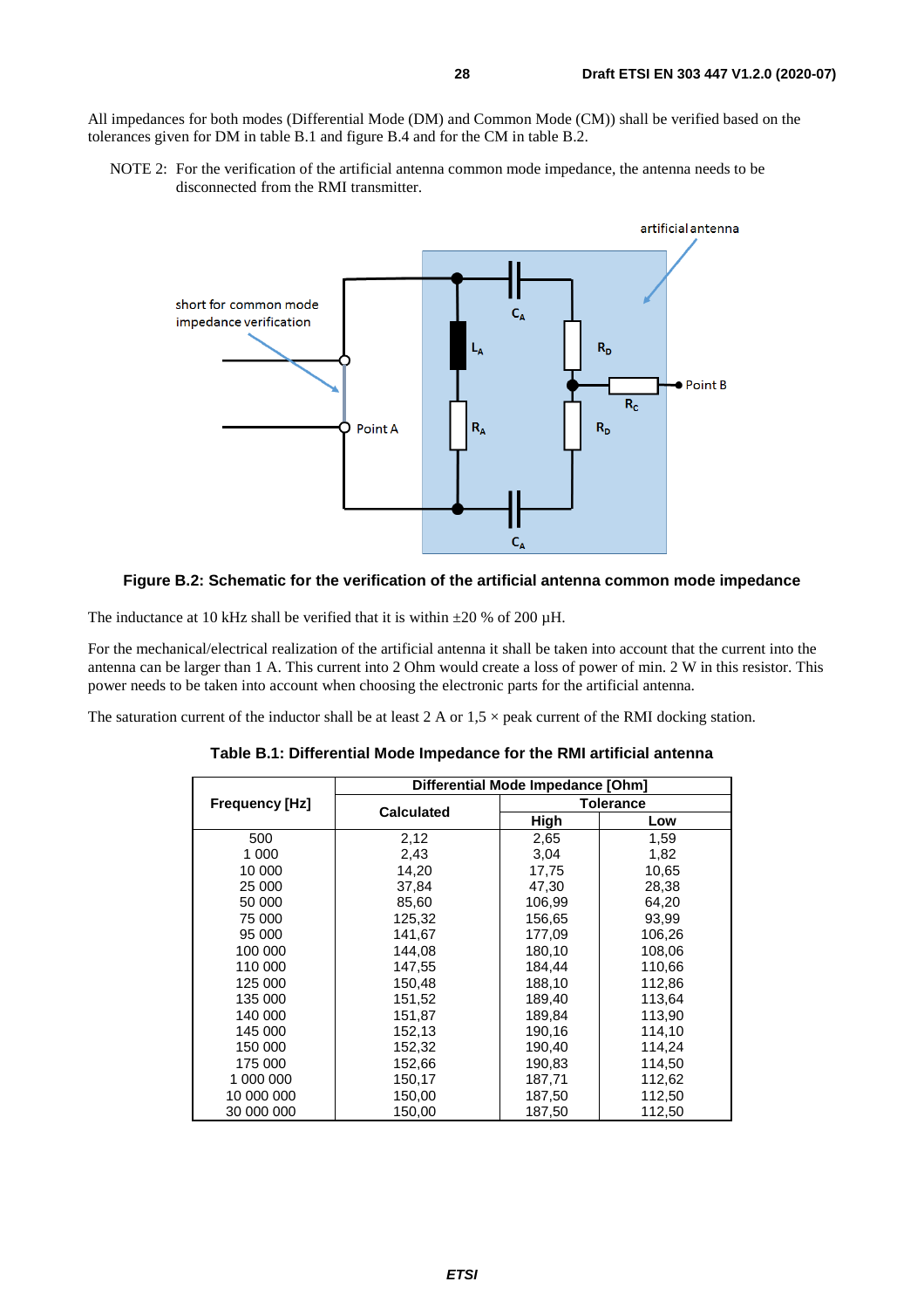All impedances for both modes (Differential Mode (DM) and Common Mode (CM)) shall be verified based on the tolerances given for DM in table B.1 and figure B.4 and for the CM in table B.2.

NOTE 2: For the verification of the artificial antenna common mode impedance, the antenna needs to be disconnected from the RMI transmitter.

**Figure B.2: Schematic for the verification of the artificial antenna common mode impedance**

The inductance at 10 kHz shall be verified that it is within ±20 % of 200 µH.

For the mechanical/electrical realization of the artificial antenna it shall be taken into account that the current into the antenna can be larger than 1 A. This current into 2 Ohm would create a loss of power of min. 2 W in this resistor. This power needs to be taken into account when choosing the electronic parts for the artificial antenna.

The saturation current of the inductor shall be at least 2 A or 1,5 × peak current of the RMI docking station.

**Table B.1: Differential Mode Impedance for the RMI artificial antenna**

| Frequency [Hz] | Differential Mode Impedance [Ohm] | | |
|---|---|---|---|
| | Calculated | Tolerance | |
| | | High | Low |
| 500 | 2,12 | 2,65 | 1,59 |
| 1 000 | 2,43 | 3,04 | 1,82 |
| 10 000 | 14,20 | 17,75 | 10,65 |
| 25 000 | 37,84 | 47,30 | 28,38 |
| 50 000 | 85,60 | 106,99 | 64,20 |
| 75 000 | 125,32 | 156,65 | 93,99 |
| 95 000 | 141,67 | 177,09 | 106,26 |
| 100 000 | 144,08 | 180,10 | 108,06 |
| 110 000 | 147,55 | 184,44 | 110,66 |
| 125 000 | 150,48 | 188,10 | 112,86 |
| 135 000 | 151,52 | 189,40 | 113,64 |
| 140 000 | 151,87 | 189,84 | 113,90 |
| 145 000 | 152,13 | 190,16 | 114,10 |
| 150 000 | 152,32 | 190,40 | 114,24 |
| 175 000 | 152,66 | 190,83 | 114,50 |
| 1 000 000 | 150,17 | 187,71 | 112,62 |
| 10 000 000 | 150,00 | 187,50 | 112,50 |
| 30 000 000 | 150,00 | 187,50 | 112,50 |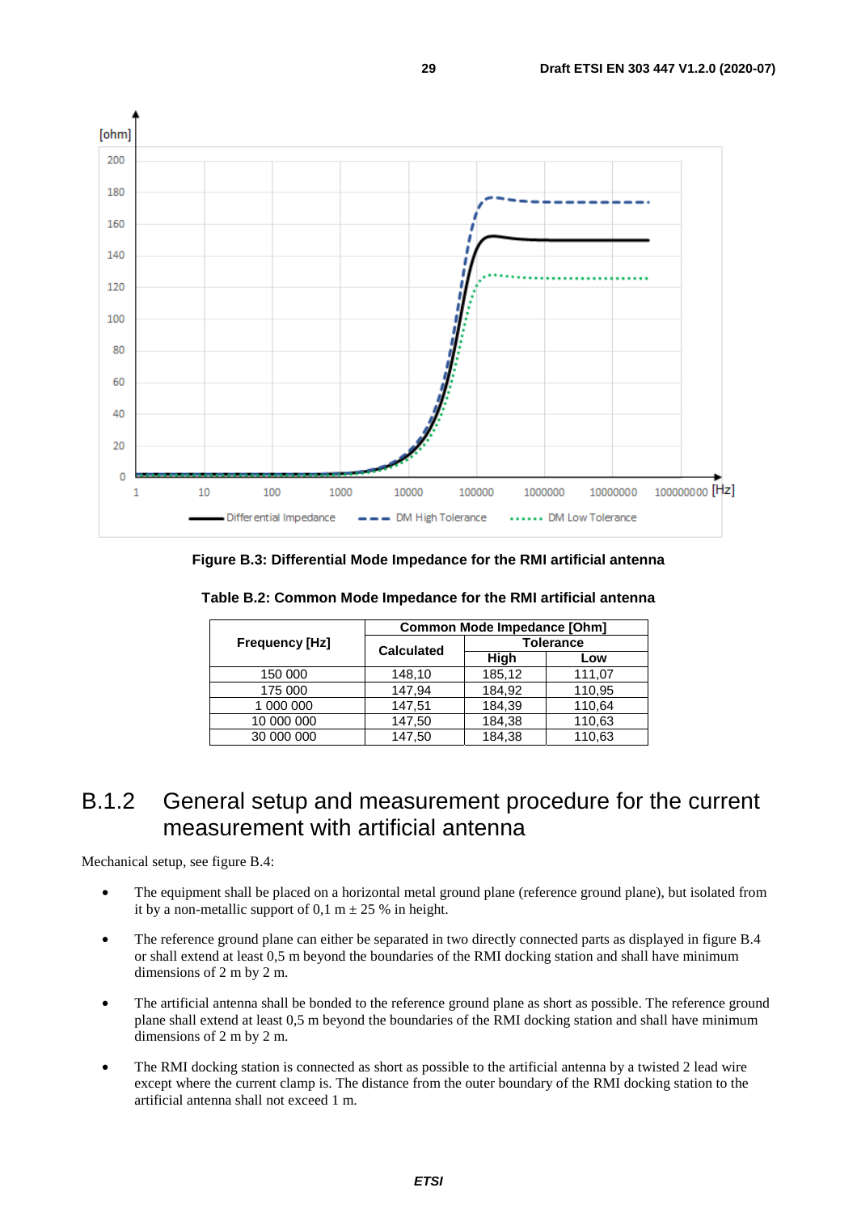**Figure B.3: Differential Mode Impedance for the RMI artificial antenna**

**Table B.2: Common Mode Impedance for the RMI artificial antenna**

| Frequency [Hz] | Common Mode Impedance [Ohm] | | |
|---|---|---|---|
| | Calculated | Tolerance | |
| | | High | Low |
| 150 000 | 148,10 | 185,12 | 111,07 |
| 175 000 | 147,94 | 184,92 | 110,95 |
| 1 000 000 | 147,51 | 184,39 | 110,64 |
| 10 000 000 | 147,50 | 184,38 | 110,63 |
| 30 000 000 | 147,50 | 184,38 | 110,63 |

## B.1.2 General setup and measurement procedure for the current measurement with artificial antenna

Mechanical setup, see figure B.4:

- The equipment shall be placed on a horizontal metal ground plane (reference ground plane), but isolated from it by a non-metallic support of 0,1 m ± 25 % in height.
- The reference ground plane can either be separated in two directly connected parts as displayed in figure B.4 or shall extend at least 0,5 m beyond the boundaries of the RMI docking station and shall have minimum dimensions of 2 m by 2 m.
- The artificial antenna shall be bonded to the reference ground plane as short as possible. The reference ground plane shall extend at least 0,5 m beyond the boundaries of the RMI docking station and shall have minimum dimensions of 2 m by 2 m.
- The RMI docking station is connected as short as possible to the artificial antenna by a twisted 2 lead wire except where the current clamp is. The distance from the outer boundary of the RMI docking station to the artificial antenna shall not exceed 1 m.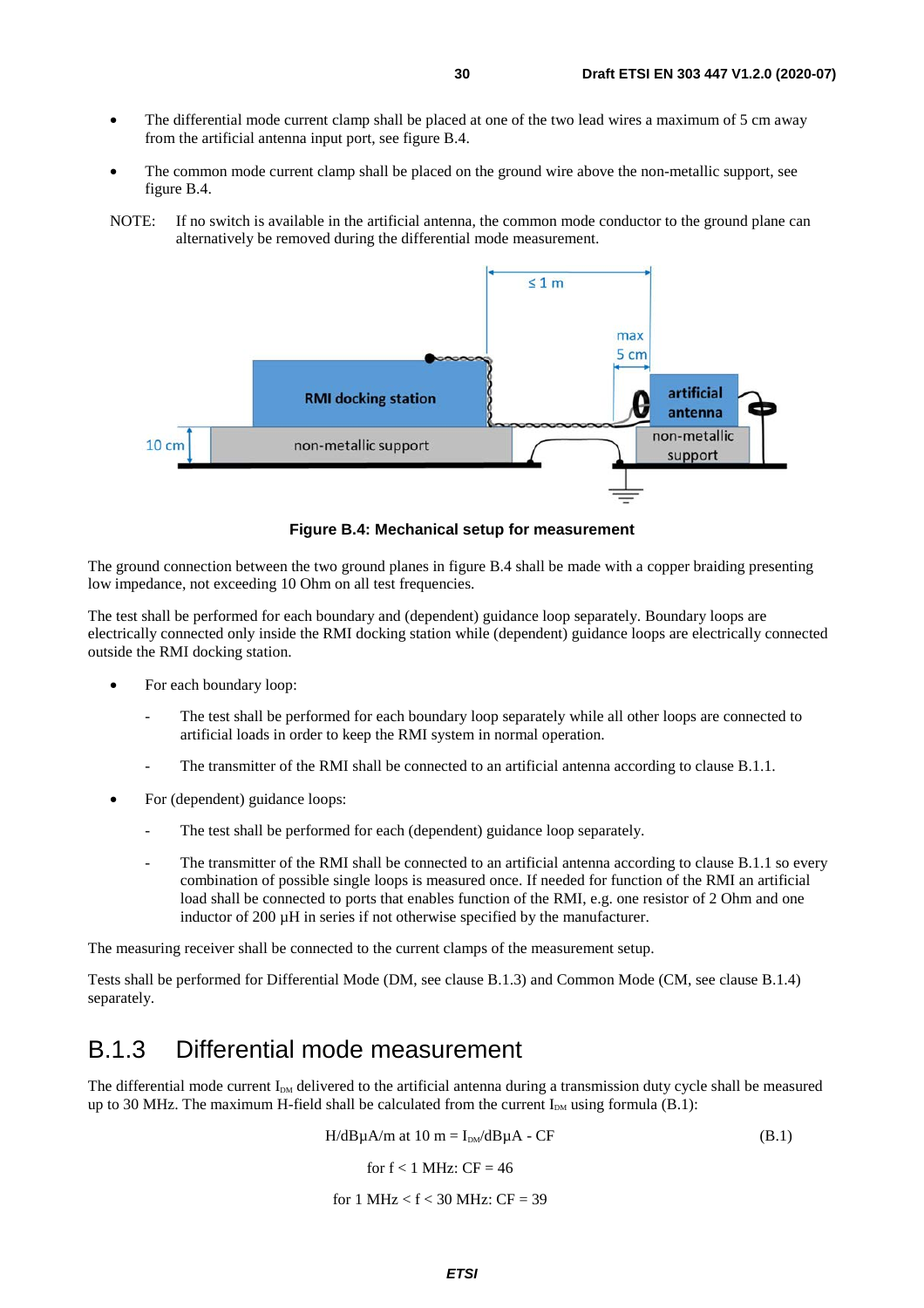- The differential mode current clamp shall be placed at one of the two lead wires a maximum of 5 cm away from the artificial antenna input port, see figure B.4.
- The common mode current clamp shall be placed on the ground wire above the non-metallic support, see figure B.4.

NOTE: If no switch is available in the artificial antenna, the common mode conductor to the ground plane can alternatively be removed during the differential mode measurement.

**Figure B.4: Mechanical setup for measurement**

The ground connection between the two ground planes in figure B.4 shall be made with a copper braiding presenting low impedance, not exceeding 10 Ohm on all test frequencies.

The test shall be performed for each boundary and (dependent) guidance loop separately. Boundary loops are electrically connected only inside the RMI docking station while (dependent) guidance loops are electrically connected outside the RMI docking station.

- For each boundary loop:
  - The test shall be performed for each boundary loop separately while all other loops are connected to artificial loads in order to keep the RMI system in normal operation.
  - The transmitter of the RMI shall be connected to an artificial antenna according to clause B.1.1.
- For (dependent) guidance loops:
  - The test shall be performed for each (dependent) guidance loop separately.
  - The transmitter of the RMI shall be connected to an artificial antenna according to clause B.1.1 so every combination of possible single loops is measured once. If needed for function of the RMI an artificial load shall be connected to ports that enables function of the RMI, e.g. one resistor of 2 Ohm and one inductor of 200 µH in series if not otherwise specified by the manufacturer.

The measuring receiver shall be connected to the current clamps of the measurement setup.

Tests shall be performed for Differential Mode (DM, see clause B.1.3) and Common Mode (CM, see clause B.1.4) separately.

## B.1.3 Differential mode measurement

The differential mode current $I_{DM}$ delivered to the artificial antenna during a transmission duty cycle shall be measured up to 30 MHz. The maximum H-field shall be calculated from the current $I_{DM}$ using formula (B.1):

$$H/\text{dB}\mu\text{A/m at 10 m} = I_{DM}/\text{dB}\mu\text{A} - CF \quad \text{(B.1)}$$

for f < 1 MHz: CF = 46

for 1 MHz < f < 30 MHz: CF = 39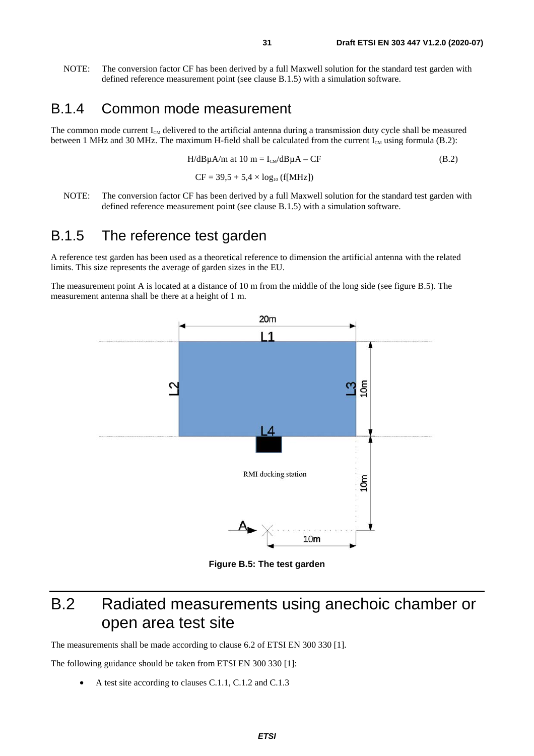NOTE: The conversion factor CF has been derived by a full Maxwell solution for the standard test garden with defined reference measurement point (see clause B.1.5) with a simulation software.

## B.1.4 Common mode measurement

The common mode current $I_{CM}$ delivered to the artificial antenna during a transmission duty cycle shall be measured between 1 MHz and 30 MHz. The maximum H-field shall be calculated from the current $I_{CM}$ using formula (B.2):

$$H/\text{dB}\mu\text{A/m at 10 m} = I_{CM}/\text{dB}\mu\text{A} - CF \quad \text{(B.2)}$$

$$CF = 39{,}5 + 5{,}4 \times \log_{10}(f[\text{MHz}])$$

NOTE: The conversion factor CF has been derived by a full Maxwell solution for the standard test garden with defined reference measurement point (see clause B.1.5) with a simulation software.

## B.1.5 The reference test garden

A reference test garden has been used as a theoretical reference to dimension the artificial antenna with the related limits. This size represents the average of garden sizes in the EU.

The measurement point A is located at a distance of 10 m from the middle of the long side (see figure B.5). The measurement antenna shall be there at a height of 1 m.

**Figure B.5: The test garden**

# B.2 Radiated measurements using anechoic chamber or open area test site

The measurements shall be made according to clause 6.2 of ETSI EN 300 330 [1].

The following guidance should be taken from ETSI EN 300 330 [1]:

- A test site according to clauses C.1.1, C.1.2 and C.1.3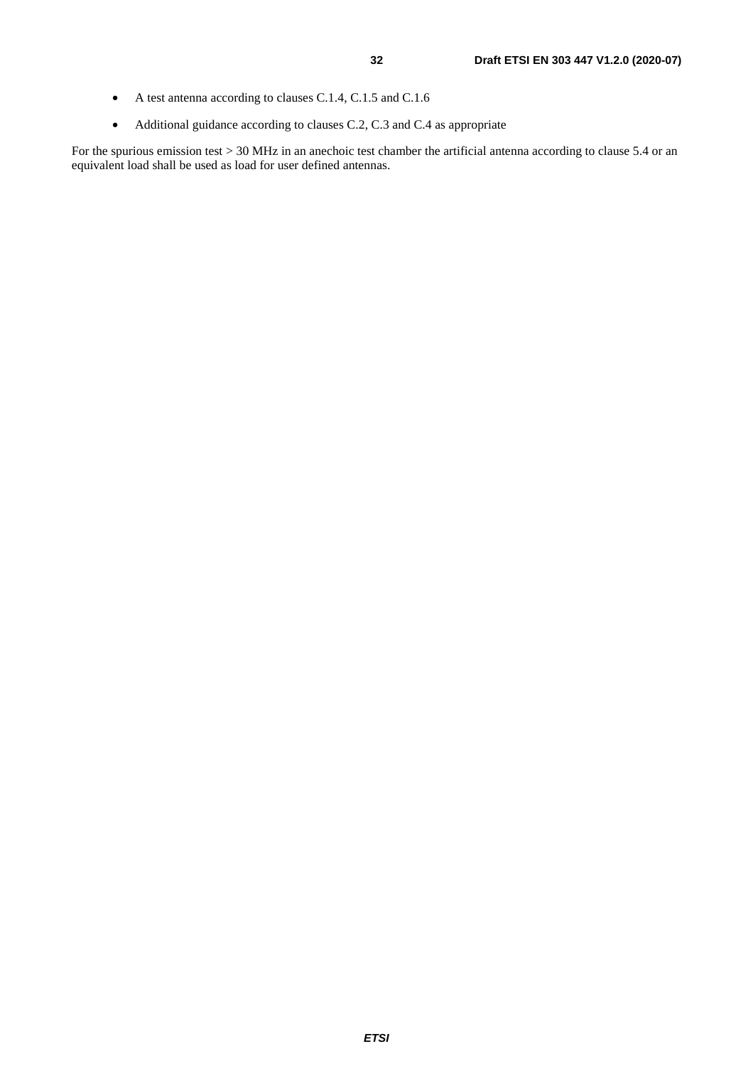- A test antenna according to clauses C.1.4, C.1.5 and C.1.6
- Additional guidance according to clauses C.2, C.3 and C.4 as appropriate

For the spurious emission test > 30 MHz in an anechoic test chamber the artificial antenna according to clause 5.4 or an equivalent load shall be used as load for user defined antennas.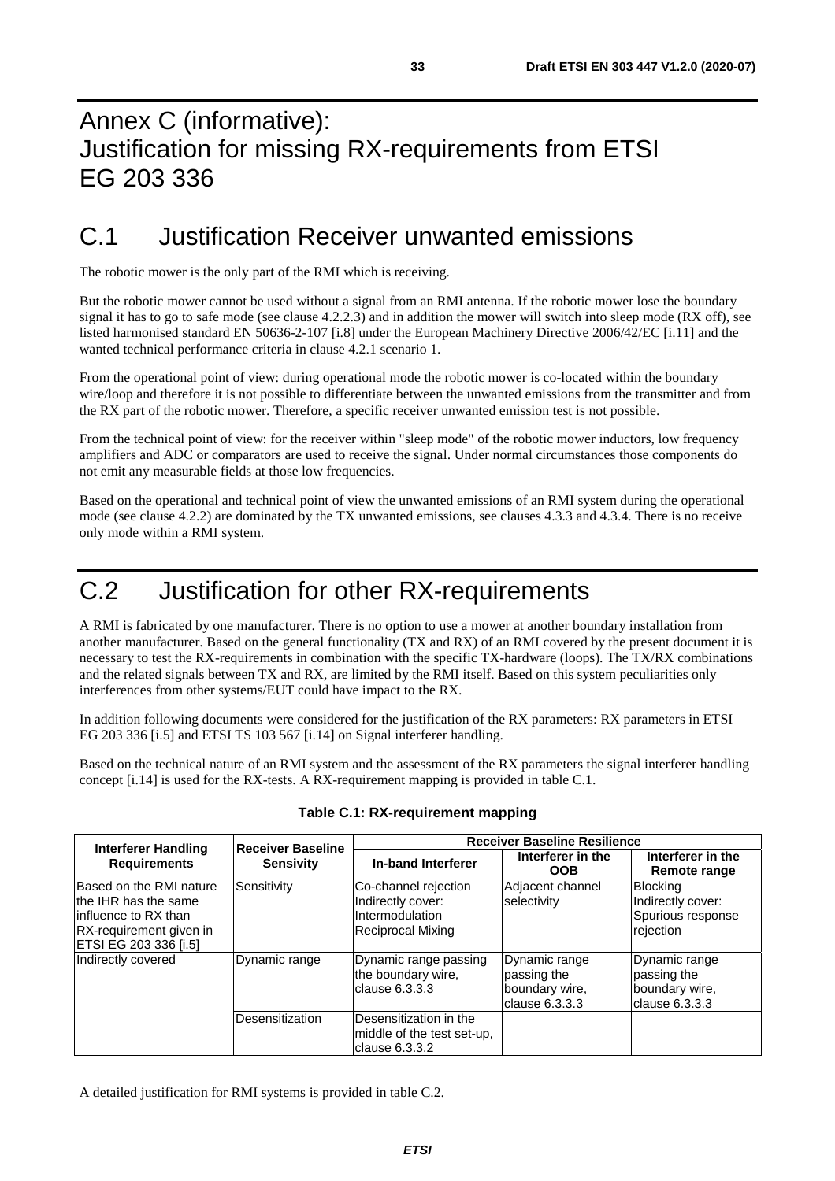# Annex C (informative): Justification for missing RX-requirements from ETSI EG 203 336

## C.1 Justification Receiver unwanted emissions

The robotic mower is the only part of the RMI which is receiving.

But the robotic mower cannot be used without a signal from an RMI antenna. If the robotic mower lose the boundary signal it has to go to safe mode (see clause 4.2.2.3) and in addition the mower will switch into sleep mode (RX off), see listed harmonised standard EN 50636-2-107 [i.8] under the European Machinery Directive 2006/42/EC [i.11] and the wanted technical performance criteria in clause 4.2.1 scenario 1.

From the operational point of view: during operational mode the robotic mower is co-located within the boundary wire/loop and therefore it is not possible to differentiate between the unwanted emissions from the transmitter and from the RX part of the robotic mower. Therefore, a specific receiver unwanted emission test is not possible.

From the technical point of view: for the receiver within "sleep mode" of the robotic mower inductors, low frequency amplifiers and ADC or comparators are used to receive the signal. Under normal circumstances those components do not emit any measurable fields at those low frequencies.

Based on the operational and technical point of view the unwanted emissions of an RMI system during the operational mode (see clause 4.2.2) are dominated by the TX unwanted emissions, see clauses 4.3.3 and 4.3.4. There is no receive only mode within a RMI system.

## C.2 Justification for other RX-requirements

A RMI is fabricated by one manufacturer. There is no option to use a mower at another boundary installation from another manufacturer. Based on the general functionality (TX and RX) of an RMI covered by the present document it is necessary to test the RX-requirements in combination with the specific TX-hardware (loops). The TX/RX combinations and the related signals between TX and RX, are limited by the RMI itself. Based on this system peculiarities only interferences from other systems/EUT could have impact to the RX.

In addition following documents were considered for the justification of the RX parameters: RX parameters in ETSI EG 203 336 [i.5] and ETSI TS 103 567 [i.14] on Signal interferer handling.

Based on the technical nature of an RMI system and the assessment of the RX parameters the signal interferer handling concept [i.14] is used for the RX-tests. A RX-requirement mapping is provided in table C.1.

**Table C.1: RX-requirement mapping**

| Interferer Handling Requirements | Receiver Baseline Sensivity | Receiver Baseline Resilience | | |
|---|---|---|---|---|
| | | **In-band Interferer** | **Interferer in the OOB** | **Interferer in the Remote range** |
| Based on the RMI nature the IHR has the same influence to RX than RX-requirement given in ETSI EG 203 336 [i.5] | Sensitivity | Co-channel rejection<br>Indirectly cover:<br>Intermodulation<br>Reciprocal Mixing | Adjacent channel selectivity | Blocking<br>Indirectly cover:<br>Spurious response rejection |
| Indirectly covered | Dynamic range | Dynamic range passing the boundary wire, clause 6.3.3.3 | Dynamic range passing the boundary wire, clause 6.3.3.3 | Dynamic range passing the boundary wire, clause 6.3.3.3 |
| | Desensitization | Desensitization in the middle of the test set-up, clause 6.3.3.2 | | |

A detailed justification for RMI systems is provided in table C.2.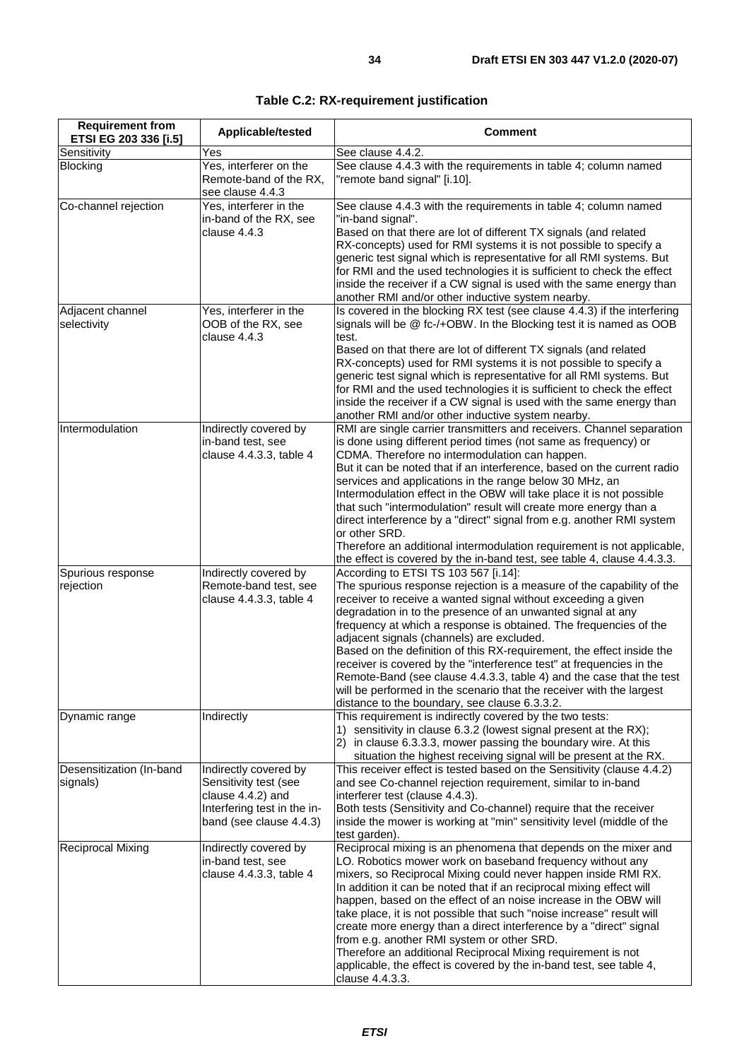**Table C.2: RX-requirement justification**

| Requirement from ETSI EG 203 336 [i.5] | Applicable/tested | Comment |
|---|---|---|
| Sensitivity | Yes | See clause 4.4.2. |
| Blocking | Yes, interferer on the Remote-band of the RX, see clause 4.4.3 | See clause 4.4.3 with the requirements in table 4; column named "remote band signal" [i.10]. |
| Co-channel rejection | Yes, interferer in the in-band of the RX, see clause 4.4.3 | See clause 4.4.3 with the requirements in table 4; column named "in-band signal".<br>Based on that there are lot of different TX signals (and related RX-concepts) used for RMI systems it is not possible to specify a generic test signal which is representative for all RMI systems. But for RMI and the used technologies it is sufficient to check the effect inside the receiver if a CW signal is used with the same energy than another RMI and/or other inductive system nearby. |
| Adjacent channel selectivity | Yes, interferer in the OOB of the RX, see clause 4.4.3 | Is covered in the blocking RX test (see clause 4.4.3) if the interfering signals will be @ fc-/+OBW. In the Blocking test it is named as OOB test.<br>Based on that there are lot of different TX signals (and related RX-concepts) used for RMI systems it is not possible to specify a generic test signal which is representative for all RMI systems. But for RMI and the used technologies it is sufficient to check the effect inside the receiver if a CW signal is used with the same energy than another RMI and/or other inductive system nearby. |
| Intermodulation | Indirectly covered by in-band test, see clause 4.4.3.3, table 4 | RMI are single carrier transmitters and receivers. Channel separation is done using different period times (not same as frequency) or CDMA. Therefore no intermodulation can happen.<br>But it can be noted that if an interference, based on the current radio services and applications in the range below 30 MHz, an Intermodulation effect in the OBW will take place it is not possible that such "intermodulation" result will create more energy than a direct interference by a "direct" signal from e.g. another RMI system or other SRD.<br>Therefore an additional intermodulation requirement is not applicable, the effect is covered by the in-band test, see table 4, clause 4.4.3.3. |
| Spurious response rejection | Indirectly covered by Remote-band test, see clause 4.4.3.3, table 4 | According to ETSI TS 103 567 [i.14]:<br>The spurious response rejection is a measure of the capability of the receiver to receive a wanted signal without exceeding a given degradation in to the presence of an unwanted signal at any frequency at which a response is obtained. The frequencies of the adjacent signals (channels) are excluded.<br>Based on the definition of this RX-requirement, the effect inside the receiver is covered by the "interference test" at frequencies in the Remote-Band (see clause 4.4.3.3, table 4) and the case that the test will be performed in the scenario that the receiver with the largest distance to the boundary, see clause 6.3.3.2. |
| Dynamic range | Indirectly | This requirement is indirectly covered by the two tests:<br>1) sensitivity in clause 6.3.2 (lowest signal present at the RX);<br>2) in clause 6.3.3.3, mower passing the boundary wire. At this situation the highest receiving signal will be present at the RX. |
| Desensitization (In-band signals) | Indirectly covered by Sensitivity test (see clause 4.4.2) and Interfering test in the in-band (see clause 4.4.3) | This receiver effect is tested based on the Sensitivity (clause 4.4.2) and see Co-channel rejection requirement, similar to in-band interferer test (clause 4.4.3).<br>Both tests (Sensitivity and Co-channel) require that the receiver inside the mower is working at "min" sensitivity level (middle of the test garden). |
| Reciprocal Mixing | Indirectly covered by in-band test, see clause 4.4.3.3, table 4 | Reciprocal mixing is an phenomena that depends on the mixer and LO. Robotics mower work on baseband frequency without any mixers, so Reciprocal Mixing could never happen inside RMI RX.<br>In addition it can be noted that if an reciprocal mixing effect will happen, based on the effect of an noise increase in the OBW will take place, it is not possible that such "noise increase" result will create more energy than a direct interference by a "direct" signal from e.g. another RMI system or other SRD.<br>Therefore an additional Reciprocal Mixing requirement is not applicable, the effect is covered by the in-band test, see table 4, clause 4.4.3.3. |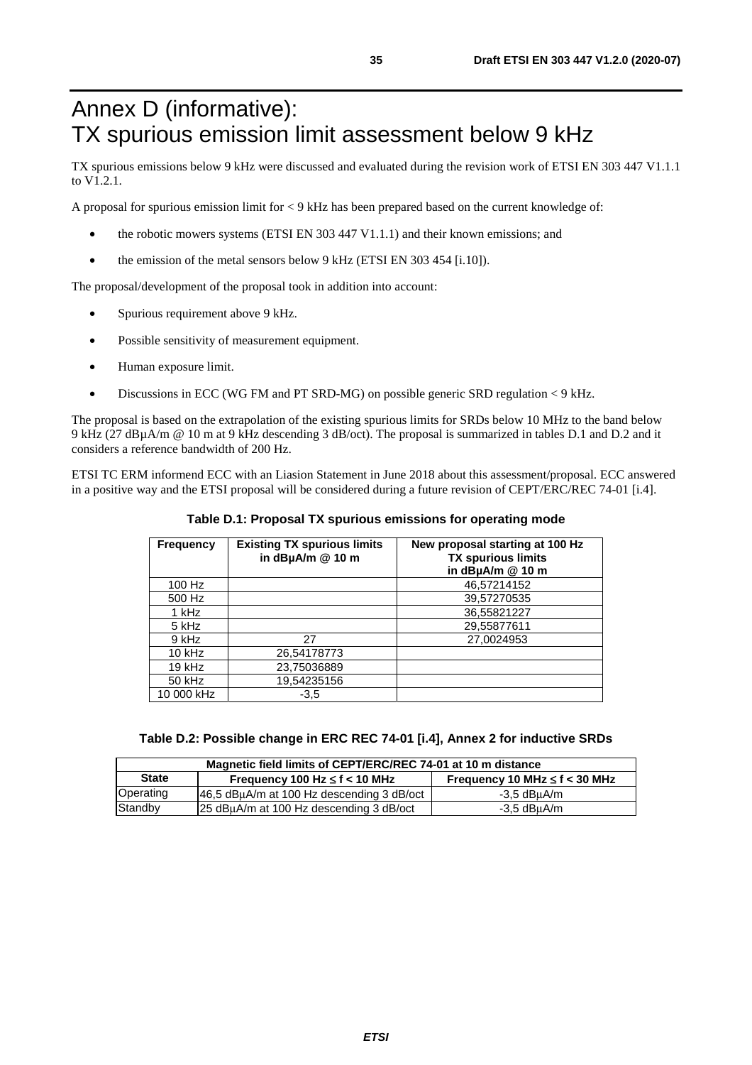# Annex D (informative): TX spurious emission limit assessment below 9 kHz

TX spurious emissions below 9 kHz were discussed and evaluated during the revision work of ETSI EN 303 447 V1.1.1 to V1.2.1.

A proposal for spurious emission limit for < 9 kHz has been prepared based on the current knowledge of:

- the robotic mowers systems (ETSI EN 303 447 V1.1.1) and their known emissions; and
- the emission of the metal sensors below 9 kHz (ETSI EN 303 454 [i.10]).

The proposal/development of the proposal took in addition into account:

- Spurious requirement above 9 kHz.
- Possible sensitivity of measurement equipment.
- Human exposure limit.
- Discussions in ECC (WG FM and PT SRD-MG) on possible generic SRD regulation < 9 kHz.

The proposal is based on the extrapolation of the existing spurious limits for SRDs below 10 MHz to the band below 9 kHz (27 dBµA/m @ 10 m at 9 kHz descending 3 dB/oct). The proposal is summarized in tables D.1 and D.2 and it considers a reference bandwidth of 200 Hz.

ETSI TC ERM informend ECC with an Liasion Statement in June 2018 about this assessment/proposal. ECC answered in a positive way and the ETSI proposal will be considered during a future revision of CEPT/ERC/REC 74-01 [i.4].

**Table D.1: Proposal TX spurious emissions for operating mode**

| Frequency | Existing TX spurious limits in dBµA/m @ 10 m | New proposal starting at 100 Hz TX spurious limits in dBµA/m @ 10 m |
|---|---|---|
| 100 Hz | | 46,57214152 |
| 500 Hz | | 39,57270535 |
| 1 kHz | | 36,55821227 |
| 5 kHz | | 29,55877611 |
| 9 kHz | 27 | 27,0024953 |
| 10 kHz | 26,54178773 | |
| 19 kHz | 23,75036889 | |
| 50 kHz | 19,54235156 | |
| 10 000 kHz | -3,5 | |

**Table D.2: Possible change in ERC REC 74-01 [i.4], Annex 2 for inductive SRDs**

| Magnetic field limits of CEPT/ERC/REC 74-01 at 10 m distance | | |
|---|---|---|
| **State** | **Frequency 100 Hz ≤ f < 10 MHz** | **Frequency 10 MHz ≤ f < 30 MHz** |
| Operating | 46,5 dBµA/m at 100 Hz descending 3 dB/oct | -3,5 dBµA/m |
| Standby | 25 dBµA/m at 100 Hz descending 3 dB/oct | -3,5 dBµA/m |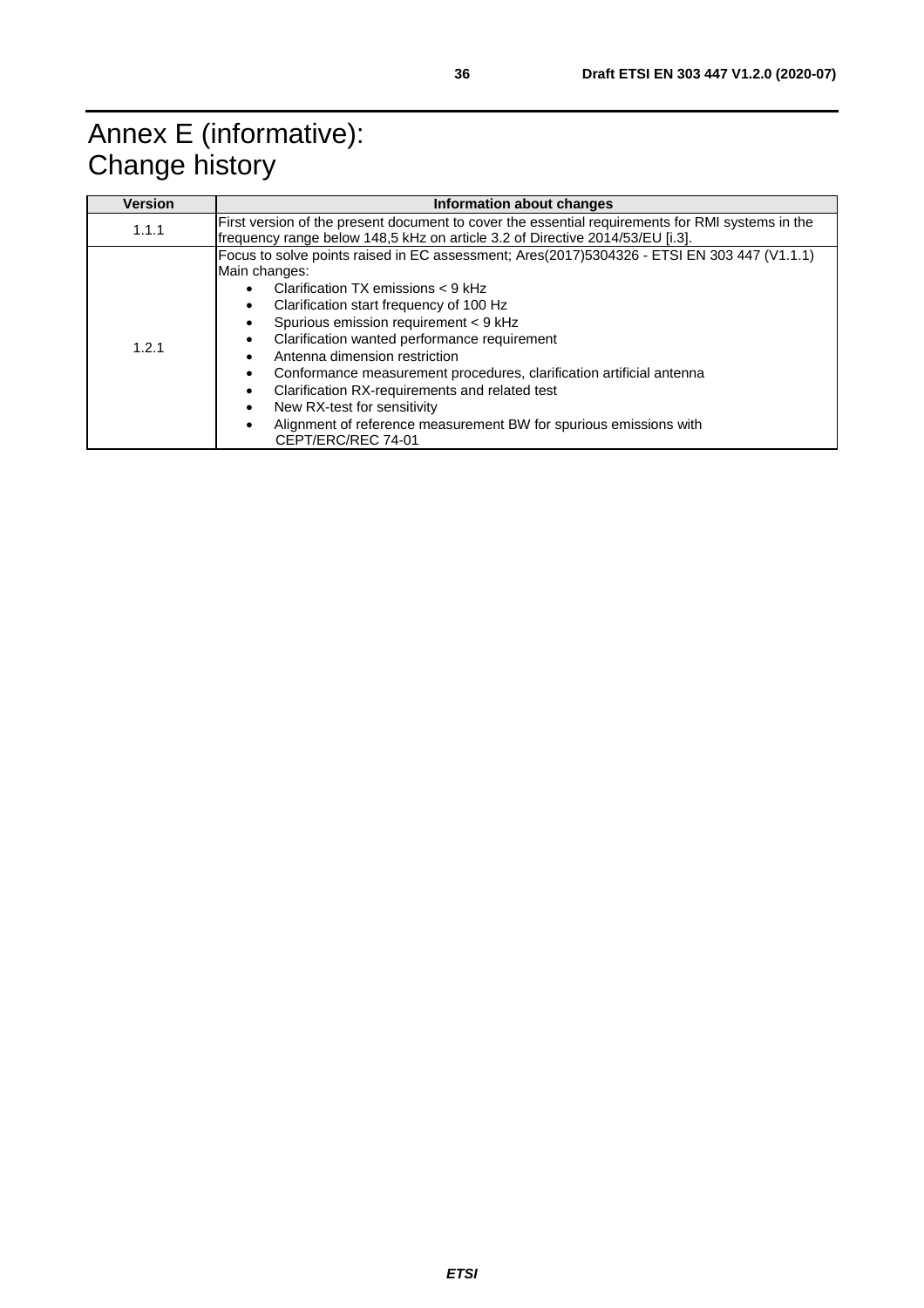# Annex E (informative): Change history

| Version | Information about changes |
| --- | --- |
| 1.1.1 | First version of the present document to cover the essential requirements for RMI systems in the frequency range below 148,5 kHz on article 3.2 of Directive 2014/53/EU [i.3]. |
| 1.2.1 | Focus to solve points raised in EC assessment; Ares(2017)5304326 - ETSI EN 303 447 (V1.1.1)<br>Main changes:<br>• Clarification TX emissions < 9 kHz<br>• Clarification start frequency of 100 Hz<br>• Spurious emission requirement < 9 kHz<br>• Clarification wanted performance requirement<br>• Antenna dimension restriction<br>• Conformance measurement procedures, clarification artificial antenna<br>• Clarification RX-requirements and related test<br>• New RX-test for sensitivity<br>• Alignment of reference measurement BW for spurious emissions with CEPT/ERC/REC 74-01 |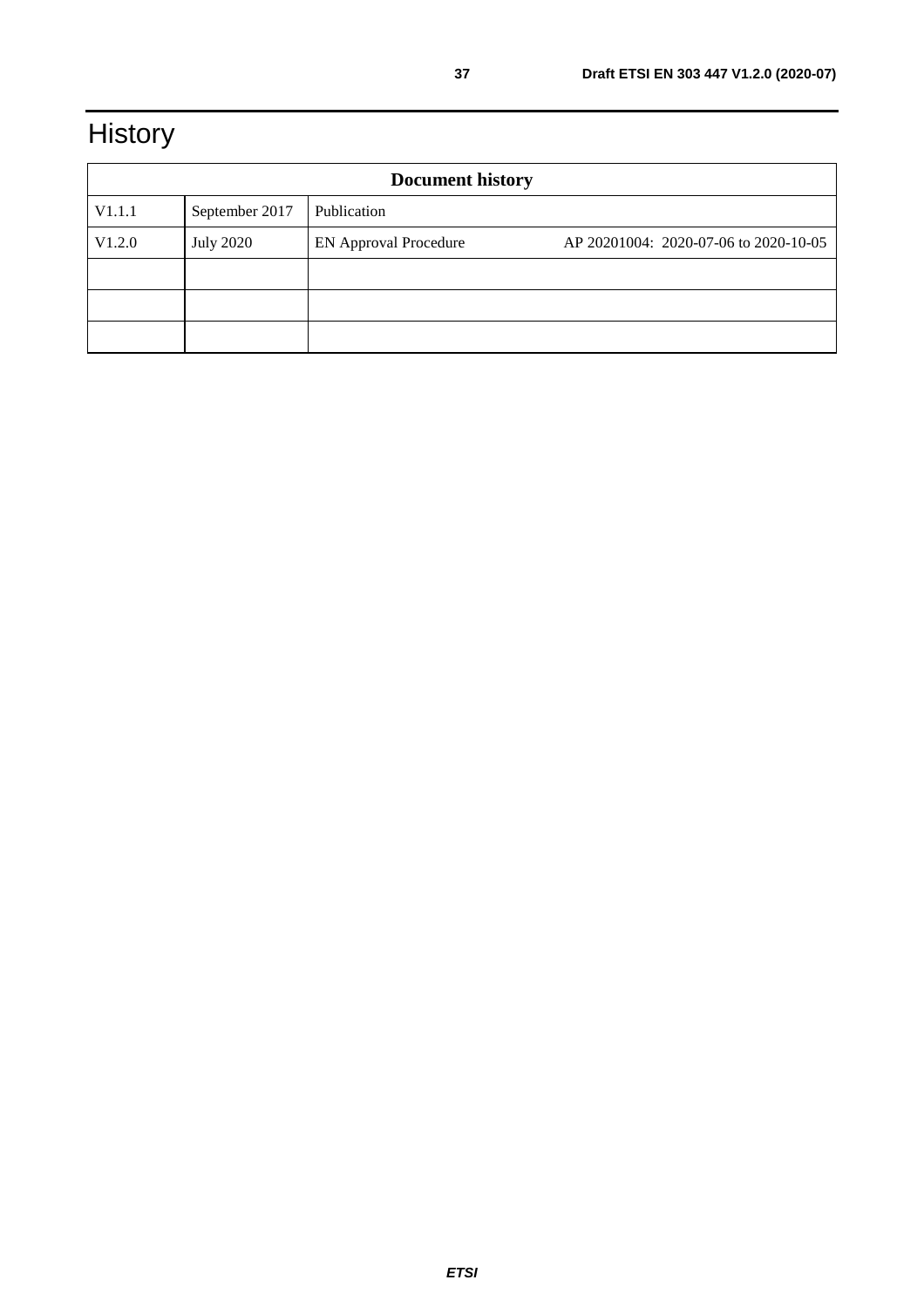# History

| Document history | | | |
|---|---|---|---|
| V1.1.1 | September 2017 | Publication | |
| V1.2.0 | July 2020 | EN Approval Procedure | AP 20201004: 2020-07-06 to 2020-10-05 |
| | | | |
| | | | |
| | | | |